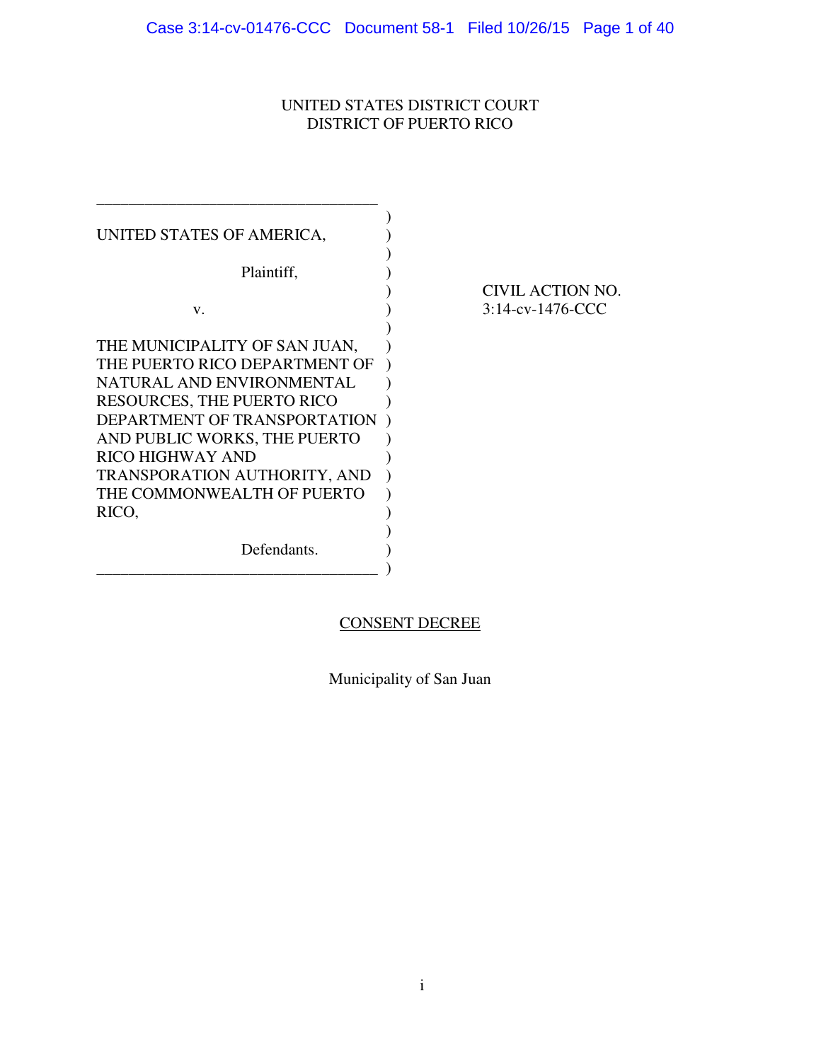UNITED STATES DISTRICT COURT
DISTRICT OF PUERTO RICO

| | |
|---|---|
| UNITED STATES OF AMERICA,<br><br>Plaintiff,<br><br>v.<br><br>THE MUNICIPALITY OF SAN JUAN, THE PUERTO RICO DEPARTMENT OF NATURAL AND ENVIRONMENTAL RESOURCES, THE PUERTO RICO DEPARTMENT OF TRANSPORTATION AND PUBLIC WORKS, THE PUERTO RICO HIGHWAY AND TRANSPORATION AUTHORITY, AND THE COMMONWEALTH OF PUERTO RICO,<br><br>Defendants. | CIVIL ACTION NO.<br>3:14-cv-1476-CCC |

CONSENT DECREE

Municipality of San Juan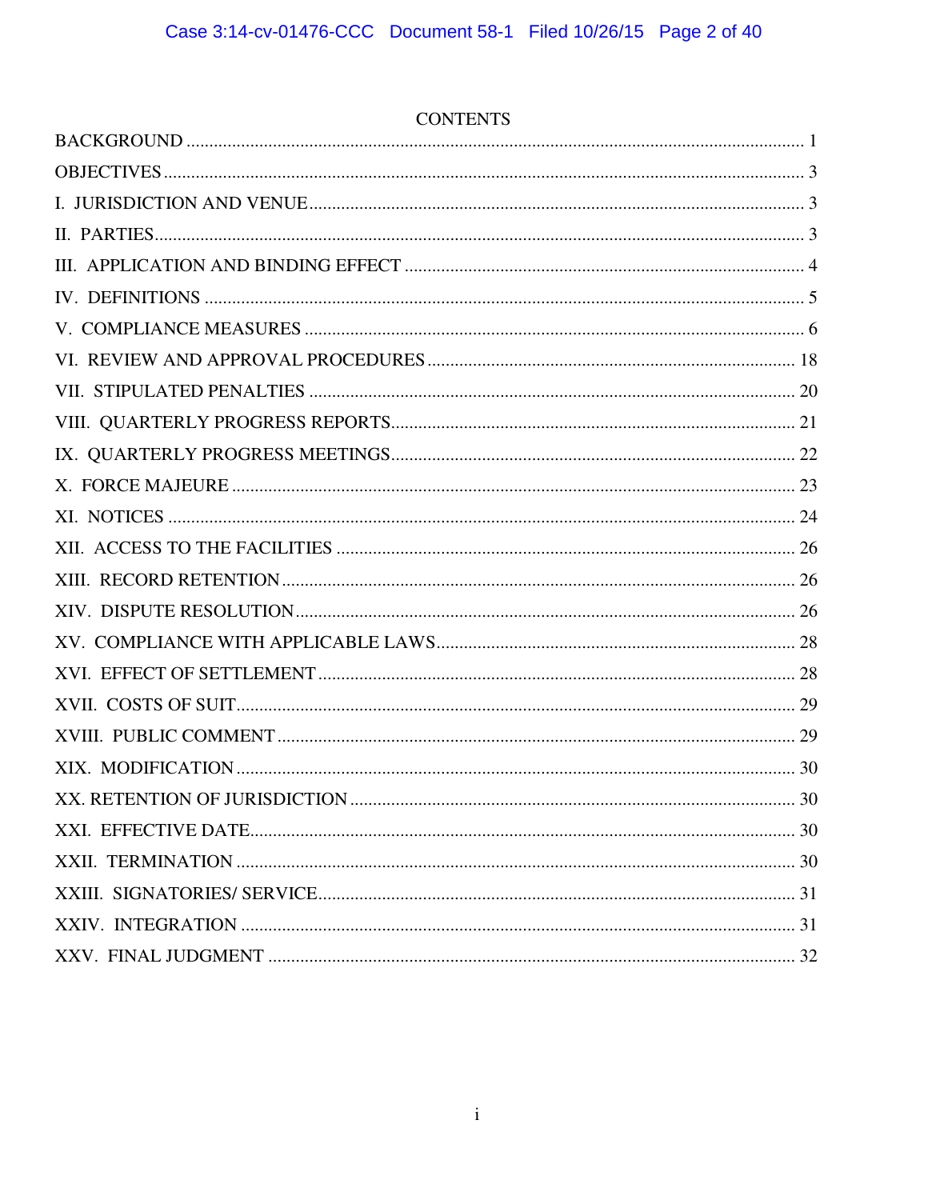## CONTENTS

| | |
|---|---|
| BACKGROUND | 1 |
| OBJECTIVES | 3 |
| I. JURISDICTION AND VENUE | 3 |
| II. PARTIES | 3 |
| III. APPLICATION AND BINDING EFFECT | 4 |
| IV. DEFINITIONS | 5 |
| V. COMPLIANCE MEASURES | 6 |
| VI. REVIEW AND APPROVAL PROCEDURES | 18 |
| VII. STIPULATED PENALTIES | 20 |
| VIII. QUARTERLY PROGRESS REPORTS | 21 |
| IX. QUARTERLY PROGRESS MEETINGS | 22 |
| X. FORCE MAJEURE | 23 |
| XI. NOTICES | 24 |
| XII. ACCESS TO THE FACILITIES | 26 |
| XIII. RECORD RETENTION | 26 |
| XIV. DISPUTE RESOLUTION | 26 |
| XV. COMPLIANCE WITH APPLICABLE LAWS | 28 |
| XVI. EFFECT OF SETTLEMENT | 28 |
| XVII. COSTS OF SUIT | 29 |
| XVIII. PUBLIC COMMENT | 29 |
| XIX. MODIFICATION | 30 |
| XX. RETENTION OF JURISDICTION | 30 |
| XXI. EFFECTIVE DATE | 30 |
| XXII. TERMINATION | 30 |
| XXIII. SIGNATORIES/ SERVICE | 31 |
| XXIV. INTEGRATION | 31 |
| XXV. FINAL JUDGMENT | 32 |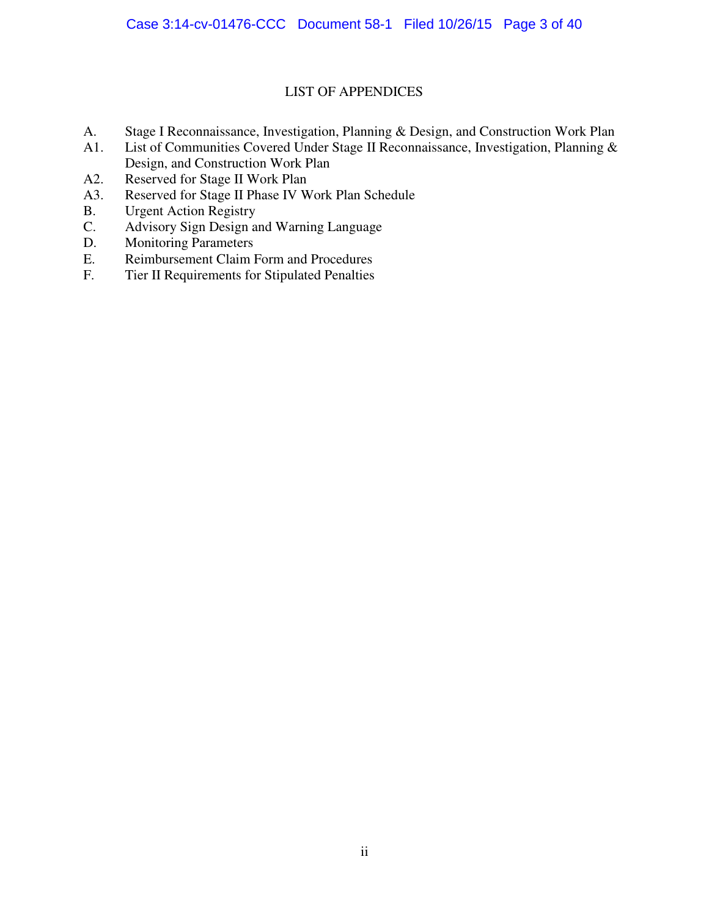# LIST OF APPENDICES

A. Stage I Reconnaissance, Investigation, Planning & Design, and Construction Work Plan
A1. List of Communities Covered Under Stage II Reconnaissance, Investigation, Planning & Design, and Construction Work Plan
A2. Reserved for Stage II Work Plan
A3. Reserved for Stage II Phase IV Work Plan Schedule
B. Urgent Action Registry
C. Advisory Sign Design and Warning Language
D. Monitoring Parameters
E. Reimbursement Claim Form and Procedures
F. Tier II Requirements for Stipulated Penalties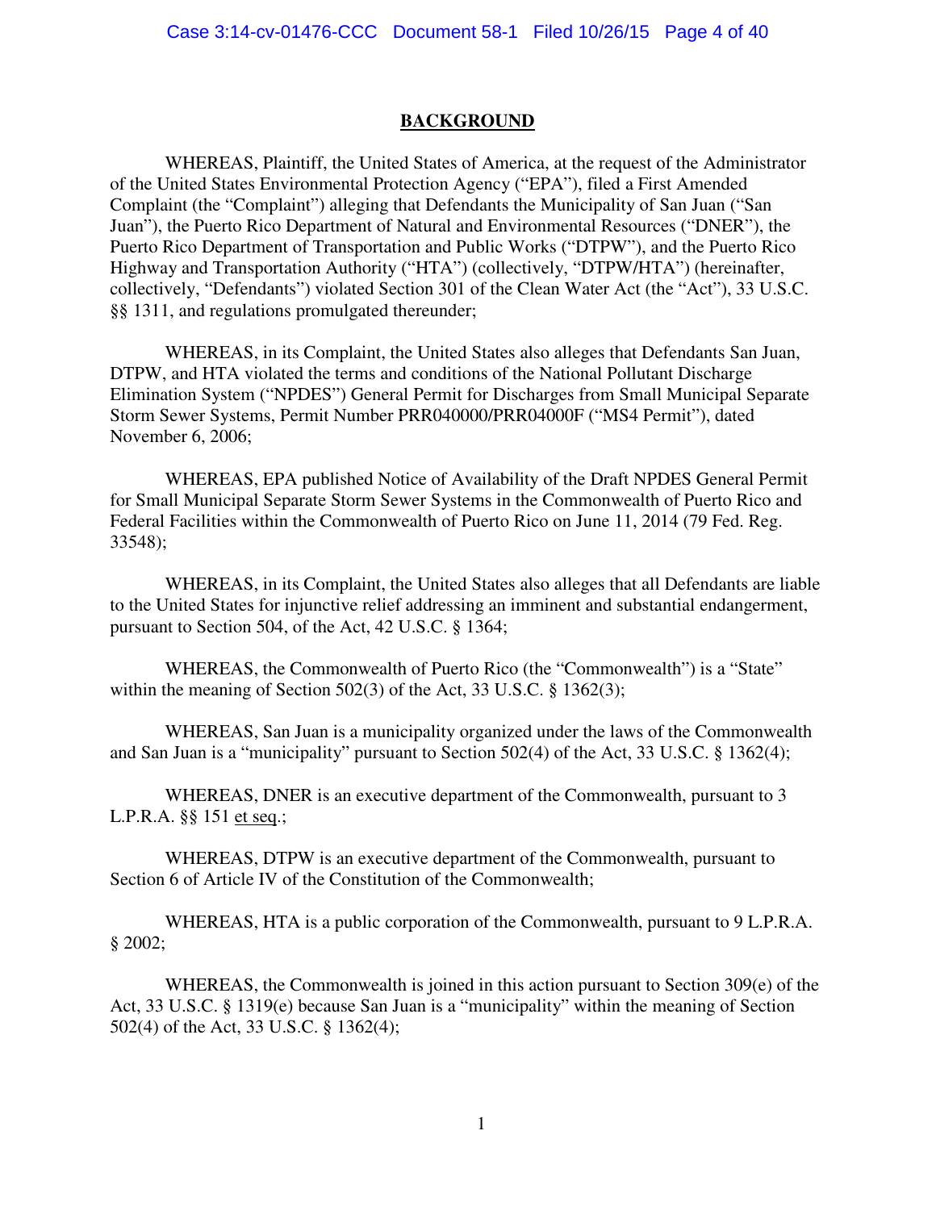## BACKGROUND

WHEREAS, Plaintiff, the United States of America, at the request of the Administrator of the United States Environmental Protection Agency ("EPA"), filed a First Amended Complaint (the "Complaint") alleging that Defendants the Municipality of San Juan ("San Juan"), the Puerto Rico Department of Natural and Environmental Resources ("DNER"), the Puerto Rico Department of Transportation and Public Works ("DTPW"), and the Puerto Rico Highway and Transportation Authority ("HTA") (collectively, "DTPW/HTA") (hereinafter, collectively, "Defendants") violated Section 301 of the Clean Water Act (the "Act"), 33 U.S.C. §§ 1311, and regulations promulgated thereunder;

WHEREAS, in its Complaint, the United States also alleges that Defendants San Juan, DTPW, and HTA violated the terms and conditions of the National Pollutant Discharge Elimination System ("NPDES") General Permit for Discharges from Small Municipal Separate Storm Sewer Systems, Permit Number PRR040000/PRR04000F ("MS4 Permit"), dated November 6, 2006;

WHEREAS, EPA published Notice of Availability of the Draft NPDES General Permit for Small Municipal Separate Storm Sewer Systems in the Commonwealth of Puerto Rico and Federal Facilities within the Commonwealth of Puerto Rico on June 11, 2014 (79 Fed. Reg. 33548);

WHEREAS, in its Complaint, the United States also alleges that all Defendants are liable to the United States for injunctive relief addressing an imminent and substantial endangerment, pursuant to Section 504, of the Act, 42 U.S.C. § 1364;

WHEREAS, the Commonwealth of Puerto Rico (the "Commonwealth") is a "State" within the meaning of Section 502(3) of the Act, 33 U.S.C. § 1362(3);

WHEREAS, San Juan is a municipality organized under the laws of the Commonwealth and San Juan is a "municipality" pursuant to Section 502(4) of the Act, 33 U.S.C. § 1362(4);

WHEREAS, DNER is an executive department of the Commonwealth, pursuant to 3 L.P.R.A. §§ 151 et seq.;

WHEREAS, DTPW is an executive department of the Commonwealth, pursuant to Section 6 of Article IV of the Constitution of the Commonwealth;

WHEREAS, HTA is a public corporation of the Commonwealth, pursuant to 9 L.P.R.A. § 2002;

WHEREAS, the Commonwealth is joined in this action pursuant to Section 309(e) of the Act, 33 U.S.C. § 1319(e) because San Juan is a "municipality" within the meaning of Section 502(4) of the Act, 33 U.S.C. § 1362(4);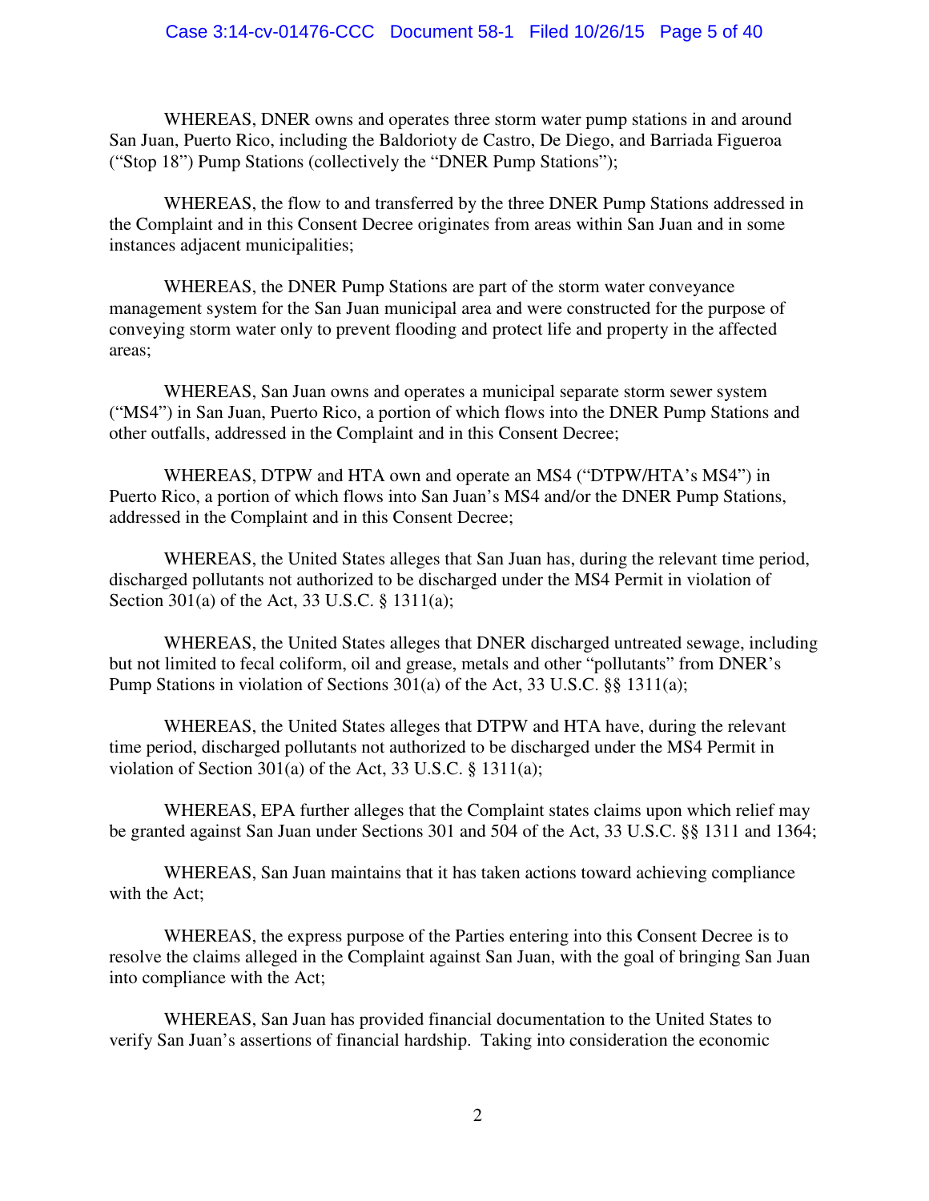WHEREAS, DNER owns and operates three storm water pump stations in and around San Juan, Puerto Rico, including the Baldorioty de Castro, De Diego, and Barriada Figueroa ("Stop 18") Pump Stations (collectively the "DNER Pump Stations");

WHEREAS, the flow to and transferred by the three DNER Pump Stations addressed in the Complaint and in this Consent Decree originates from areas within San Juan and in some instances adjacent municipalities;

WHEREAS, the DNER Pump Stations are part of the storm water conveyance management system for the San Juan municipal area and were constructed for the purpose of conveying storm water only to prevent flooding and protect life and property in the affected areas;

WHEREAS, San Juan owns and operates a municipal separate storm sewer system ("MS4") in San Juan, Puerto Rico, a portion of which flows into the DNER Pump Stations and other outfalls, addressed in the Complaint and in this Consent Decree;

WHEREAS, DTPW and HTA own and operate an MS4 ("DTPW/HTA's MS4") in Puerto Rico, a portion of which flows into San Juan's MS4 and/or the DNER Pump Stations, addressed in the Complaint and in this Consent Decree;

WHEREAS, the United States alleges that San Juan has, during the relevant time period, discharged pollutants not authorized to be discharged under the MS4 Permit in violation of Section 301(a) of the Act, 33 U.S.C. § 1311(a);

WHEREAS, the United States alleges that DNER discharged untreated sewage, including but not limited to fecal coliform, oil and grease, metals and other "pollutants" from DNER's Pump Stations in violation of Sections 301(a) of the Act, 33 U.S.C. §§ 1311(a);

WHEREAS, the United States alleges that DTPW and HTA have, during the relevant time period, discharged pollutants not authorized to be discharged under the MS4 Permit in violation of Section 301(a) of the Act, 33 U.S.C. § 1311(a);

WHEREAS, EPA further alleges that the Complaint states claims upon which relief may be granted against San Juan under Sections 301 and 504 of the Act, 33 U.S.C. §§ 1311 and 1364;

WHEREAS, San Juan maintains that it has taken actions toward achieving compliance with the Act;

WHEREAS, the express purpose of the Parties entering into this Consent Decree is to resolve the claims alleged in the Complaint against San Juan, with the goal of bringing San Juan into compliance with the Act;

WHEREAS, San Juan has provided financial documentation to the United States to verify San Juan's assertions of financial hardship. Taking into consideration the economic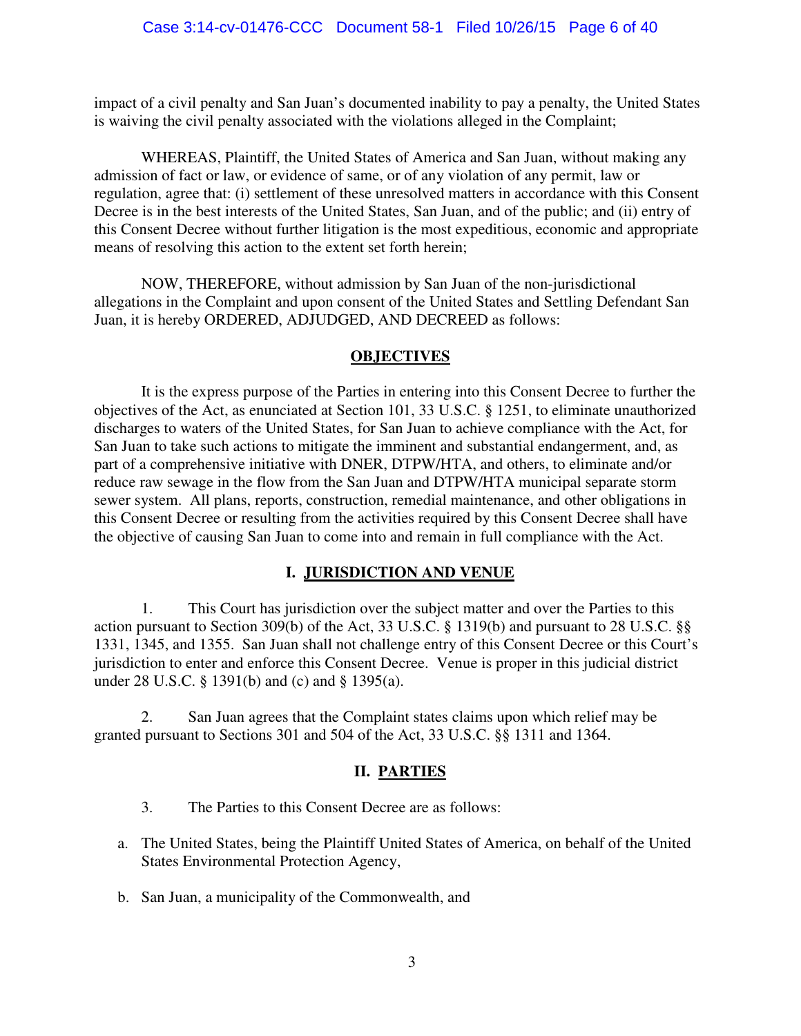impact of a civil penalty and San Juan's documented inability to pay a penalty, the United States is waiving the civil penalty associated with the violations alleged in the Complaint;

WHEREAS, Plaintiff, the United States of America and San Juan, without making any admission of fact or law, or evidence of same, or of any violation of any permit, law or regulation, agree that: (i) settlement of these unresolved matters in accordance with this Consent Decree is in the best interests of the United States, San Juan, and of the public; and (ii) entry of this Consent Decree without further litigation is the most expeditious, economic and appropriate means of resolving this action to the extent set forth herein;

NOW, THEREFORE, without admission by San Juan of the non-jurisdictional allegations in the Complaint and upon consent of the United States and Settling Defendant San Juan, it is hereby ORDERED, ADJUDGED, AND DECREED as follows:

## OBJECTIVES

It is the express purpose of the Parties in entering into this Consent Decree to further the objectives of the Act, as enunciated at Section 101, 33 U.S.C. § 1251, to eliminate unauthorized discharges to waters of the United States, for San Juan to achieve compliance with the Act, for San Juan to take such actions to mitigate the imminent and substantial endangerment, and, as part of a comprehensive initiative with DNER, DTPW/HTA, and others, to eliminate and/or reduce raw sewage in the flow from the San Juan and DTPW/HTA municipal separate storm sewer system. All plans, reports, construction, remedial maintenance, and other obligations in this Consent Decree or resulting from the activities required by this Consent Decree shall have the objective of causing San Juan to come into and remain in full compliance with the Act.

## I. JURISDICTION AND VENUE

1. This Court has jurisdiction over the subject matter and over the Parties to this action pursuant to Section 309(b) of the Act, 33 U.S.C. § 1319(b) and pursuant to 28 U.S.C. §§ 1331, 1345, and 1355. San Juan shall not challenge entry of this Consent Decree or this Court's jurisdiction to enter and enforce this Consent Decree. Venue is proper in this judicial district under 28 U.S.C. § 1391(b) and (c) and § 1395(a).

2. San Juan agrees that the Complaint states claims upon which relief may be granted pursuant to Sections 301 and 504 of the Act, 33 U.S.C. §§ 1311 and 1364.

## II. PARTIES

3. The Parties to this Consent Decree are as follows:

a. The United States, being the Plaintiff United States of America, on behalf of the United States Environmental Protection Agency,

b. San Juan, a municipality of the Commonwealth, and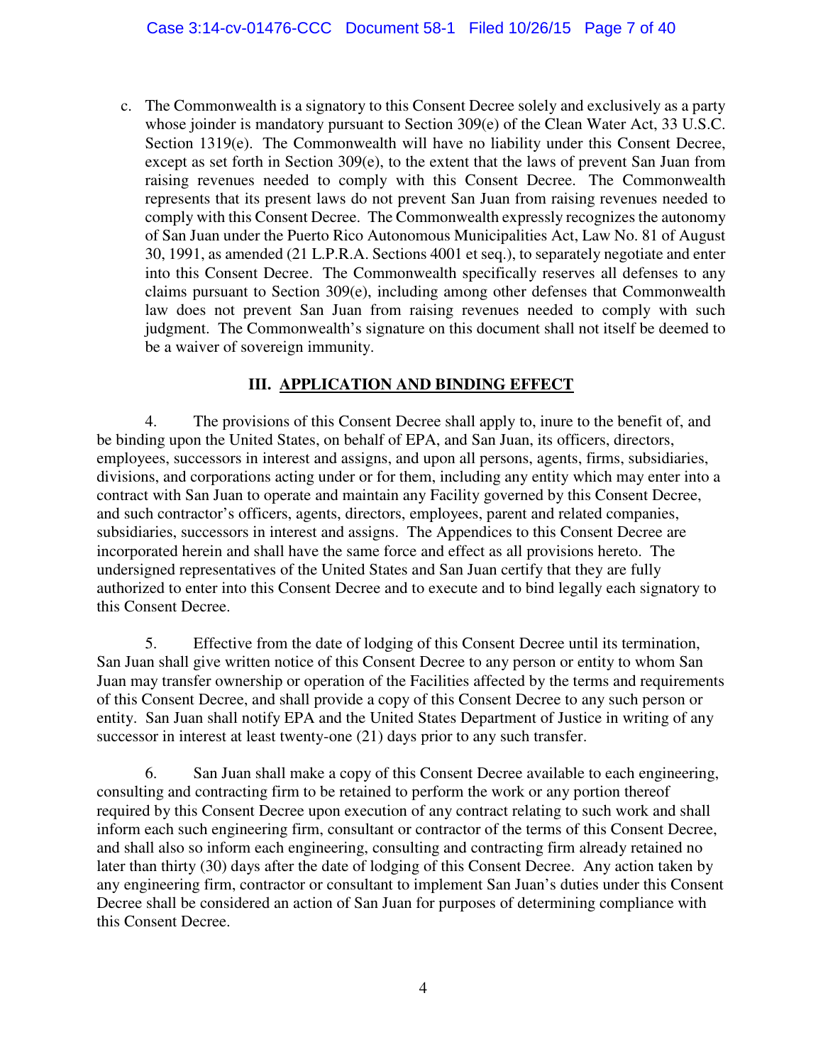c. The Commonwealth is a signatory to this Consent Decree solely and exclusively as a party whose joinder is mandatory pursuant to Section 309(e) of the Clean Water Act, 33 U.S.C. Section 1319(e). The Commonwealth will have no liability under this Consent Decree, except as set forth in Section 309(e), to the extent that the laws of prevent San Juan from raising revenues needed to comply with this Consent Decree. The Commonwealth represents that its present laws do not prevent San Juan from raising revenues needed to comply with this Consent Decree. The Commonwealth expressly recognizes the autonomy of San Juan under the Puerto Rico Autonomous Municipalities Act, Law No. 81 of August 30, 1991, as amended (21 L.P.R.A. Sections 4001 et seq.), to separately negotiate and enter into this Consent Decree. The Commonwealth specifically reserves all defenses to any claims pursuant to Section 309(e), including among other defenses that Commonwealth law does not prevent San Juan from raising revenues needed to comply with such judgment. The Commonwealth's signature on this document shall not itself be deemed to be a waiver of sovereign immunity.

## III. APPLICATION AND BINDING EFFECT

4. The provisions of this Consent Decree shall apply to, inure to the benefit of, and be binding upon the United States, on behalf of EPA, and San Juan, its officers, directors, employees, successors in interest and assigns, and upon all persons, agents, firms, subsidiaries, divisions, and corporations acting under or for them, including any entity which may enter into a contract with San Juan to operate and maintain any Facility governed by this Consent Decree, and such contractor's officers, agents, directors, employees, parent and related companies, subsidiaries, successors in interest and assigns. The Appendices to this Consent Decree are incorporated herein and shall have the same force and effect as all provisions hereto. The undersigned representatives of the United States and San Juan certify that they are fully authorized to enter into this Consent Decree and to execute and to bind legally each signatory to this Consent Decree.

5. Effective from the date of lodging of this Consent Decree until its termination, San Juan shall give written notice of this Consent Decree to any person or entity to whom San Juan may transfer ownership or operation of the Facilities affected by the terms and requirements of this Consent Decree, and shall provide a copy of this Consent Decree to any such person or entity. San Juan shall notify EPA and the United States Department of Justice in writing of any successor in interest at least twenty-one (21) days prior to any such transfer.

6. San Juan shall make a copy of this Consent Decree available to each engineering, consulting and contracting firm to be retained to perform the work or any portion thereof required by this Consent Decree upon execution of any contract relating to such work and shall inform each such engineering firm, consultant or contractor of the terms of this Consent Decree, and shall also so inform each engineering, consulting and contracting firm already retained no later than thirty (30) days after the date of lodging of this Consent Decree. Any action taken by any engineering firm, contractor or consultant to implement San Juan's duties under this Consent Decree shall be considered an action of San Juan for purposes of determining compliance with this Consent Decree.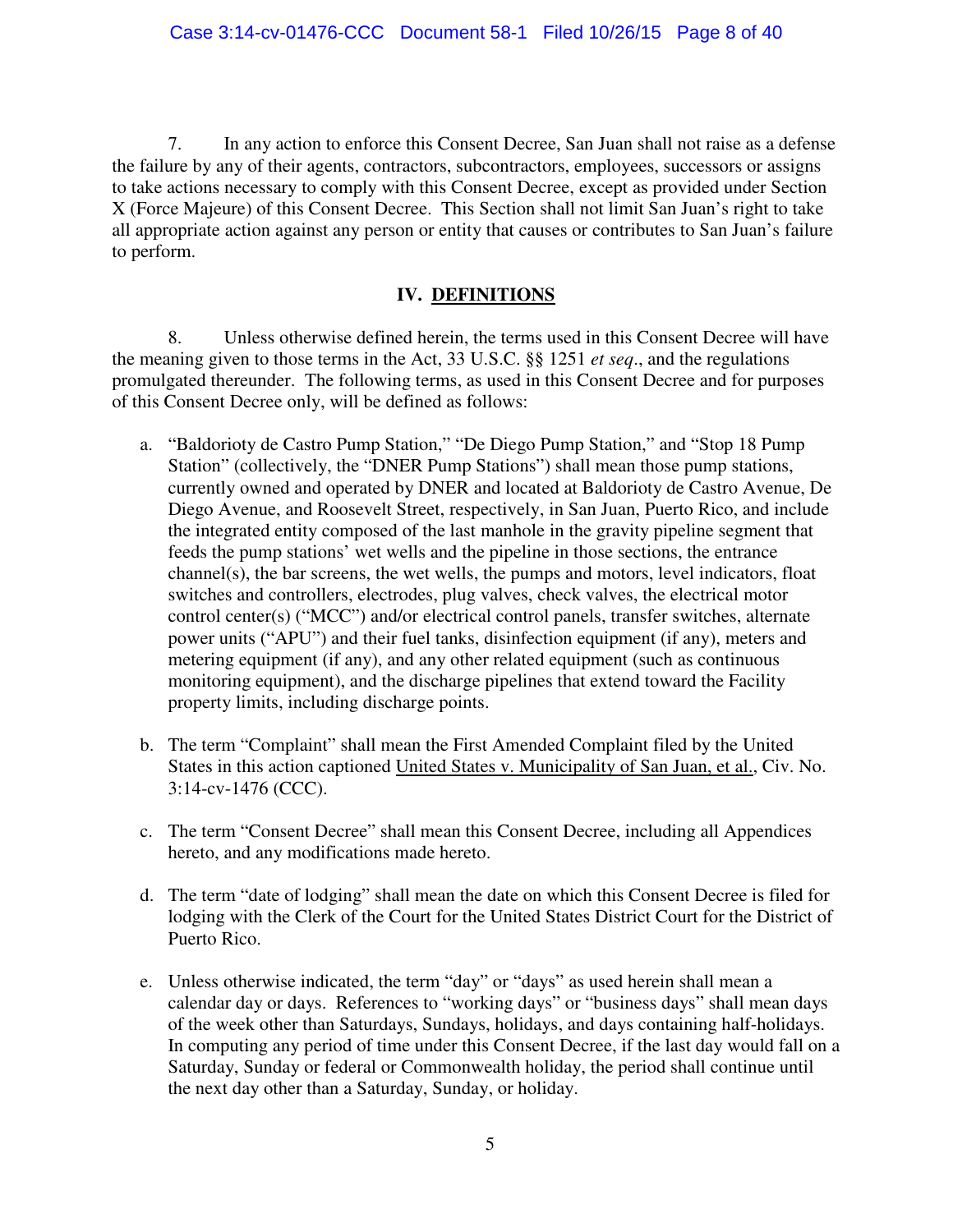7. In any action to enforce this Consent Decree, San Juan shall not raise as a defense the failure by any of their agents, contractors, subcontractors, employees, successors or assigns to take actions necessary to comply with this Consent Decree, except as provided under Section X (Force Majeure) of this Consent Decree. This Section shall not limit San Juan's right to take all appropriate action against any person or entity that causes or contributes to San Juan's failure to perform.

## IV. DEFINITIONS

8. Unless otherwise defined herein, the terms used in this Consent Decree will have the meaning given to those terms in the Act, 33 U.S.C. §§ 1251 *et seq*., and the regulations promulgated thereunder. The following terms, as used in this Consent Decree and for purposes of this Consent Decree only, will be defined as follows:

a. "Baldorioty de Castro Pump Station," "De Diego Pump Station," and "Stop 18 Pump Station" (collectively, the "DNER Pump Stations") shall mean those pump stations, currently owned and operated by DNER and located at Baldorioty de Castro Avenue, De Diego Avenue, and Roosevelt Street, respectively, in San Juan, Puerto Rico, and include the integrated entity composed of the last manhole in the gravity pipeline segment that feeds the pump stations' wet wells and the pipeline in those sections, the entrance channel(s), the bar screens, the wet wells, the pumps and motors, level indicators, float switches and controllers, electrodes, plug valves, check valves, the electrical motor control center(s) ("MCC") and/or electrical control panels, transfer switches, alternate power units ("APU") and their fuel tanks, disinfection equipment (if any), meters and metering equipment (if any), and any other related equipment (such as continuous monitoring equipment), and the discharge pipelines that extend toward the Facility property limits, including discharge points.

b. The term "Complaint" shall mean the First Amended Complaint filed by the United States in this action captioned United States v. Municipality of San Juan, et al., Civ. No. 3:14-cv-1476 (CCC).

c. The term "Consent Decree" shall mean this Consent Decree, including all Appendices hereto, and any modifications made hereto.

d. The term "date of lodging" shall mean the date on which this Consent Decree is filed for lodging with the Clerk of the Court for the United States District Court for the District of Puerto Rico.

e. Unless otherwise indicated, the term "day" or "days" as used herein shall mean a calendar day or days. References to "working days" or "business days" shall mean days of the week other than Saturdays, Sundays, holidays, and days containing half-holidays. In computing any period of time under this Consent Decree, if the last day would fall on a Saturday, Sunday or federal or Commonwealth holiday, the period shall continue until the next day other than a Saturday, Sunday, or holiday.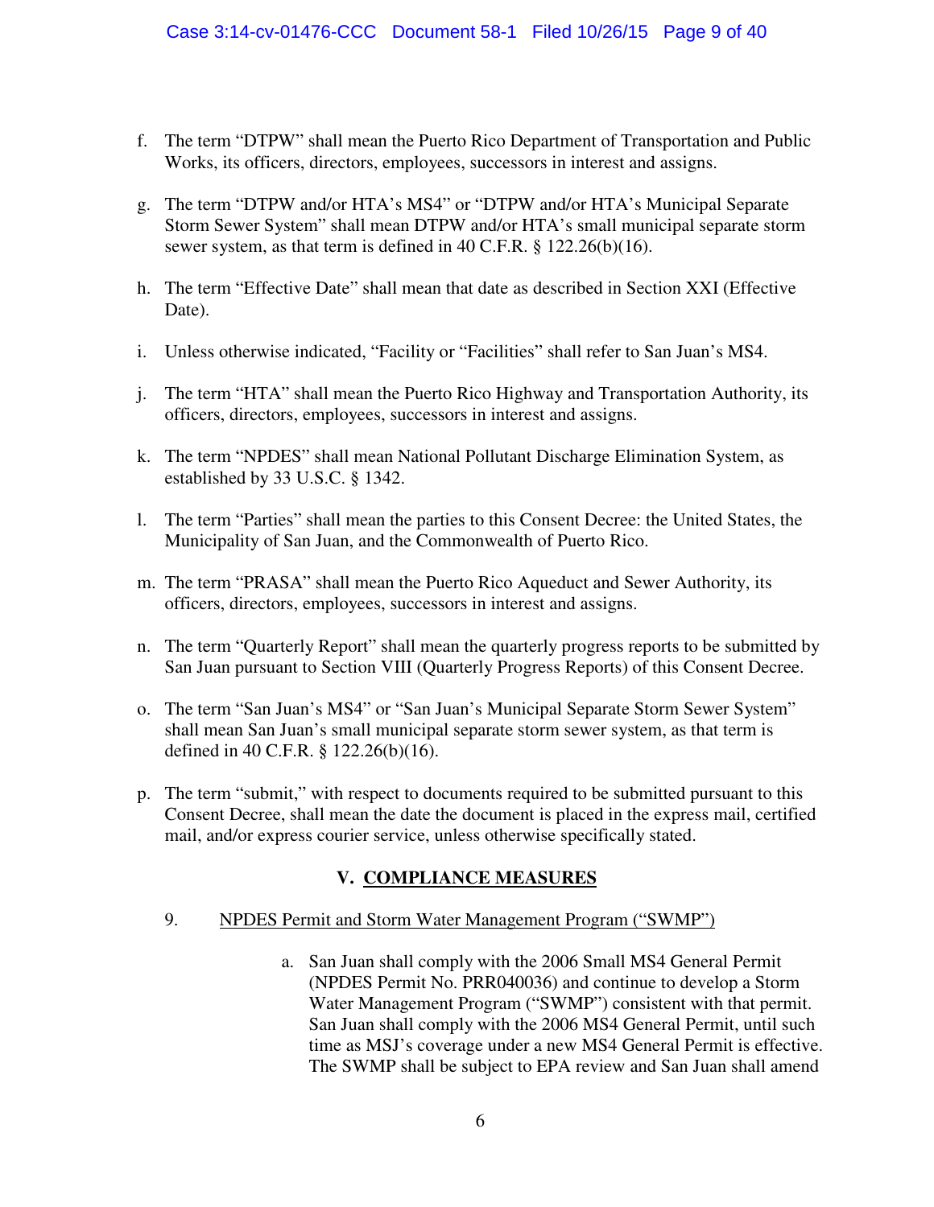f. The term "DTPW" shall mean the Puerto Rico Department of Transportation and Public Works, its officers, directors, employees, successors in interest and assigns.

g. The term "DTPW and/or HTA's MS4" or "DTPW and/or HTA's Municipal Separate Storm Sewer System" shall mean DTPW and/or HTA's small municipal separate storm sewer system, as that term is defined in 40 C.F.R. § 122.26(b)(16).

h. The term "Effective Date" shall mean that date as described in Section XXI (Effective Date).

i. Unless otherwise indicated, "Facility or "Facilities" shall refer to San Juan's MS4.

j. The term "HTA" shall mean the Puerto Rico Highway and Transportation Authority, its officers, directors, employees, successors in interest and assigns.

k. The term "NPDES" shall mean National Pollutant Discharge Elimination System, as established by 33 U.S.C. § 1342.

l. The term "Parties" shall mean the parties to this Consent Decree: the United States, the Municipality of San Juan, and the Commonwealth of Puerto Rico.

m. The term "PRASA" shall mean the Puerto Rico Aqueduct and Sewer Authority, its officers, directors, employees, successors in interest and assigns.

n. The term "Quarterly Report" shall mean the quarterly progress reports to be submitted by San Juan pursuant to Section VIII (Quarterly Progress Reports) of this Consent Decree.

o. The term "San Juan's MS4" or "San Juan's Municipal Separate Storm Sewer System" shall mean San Juan's small municipal separate storm sewer system, as that term is defined in 40 C.F.R. § 122.26(b)(16).

p. The term "submit," with respect to documents required to be submitted pursuant to this Consent Decree, shall mean the date the document is placed in the express mail, certified mail, and/or express courier service, unless otherwise specifically stated.

## V. COMPLIANCE MEASURES

9. NPDES Permit and Storm Water Management Program ("SWMP")

a. San Juan shall comply with the 2006 Small MS4 General Permit (NPDES Permit No. PRR040036) and continue to develop a Storm Water Management Program ("SWMP") consistent with that permit. San Juan shall comply with the 2006 MS4 General Permit, until such time as MSJ's coverage under a new MS4 General Permit is effective. The SWMP shall be subject to EPA review and San Juan shall amend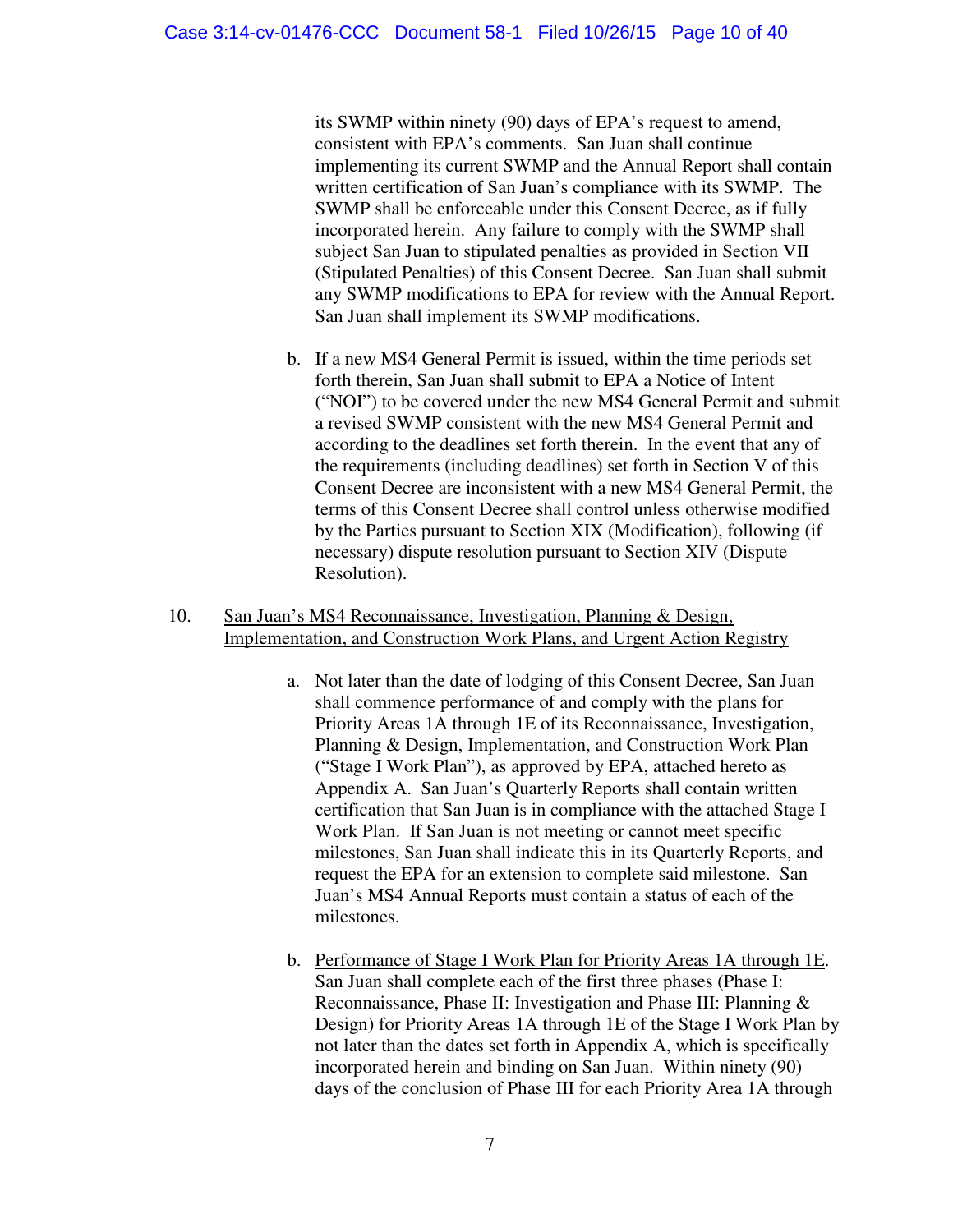its SWMP within ninety (90) days of EPA's request to amend, consistent with EPA's comments. San Juan shall continue implementing its current SWMP and the Annual Report shall contain written certification of San Juan's compliance with its SWMP. The SWMP shall be enforceable under this Consent Decree, as if fully incorporated herein. Any failure to comply with the SWMP shall subject San Juan to stipulated penalties as provided in Section VII (Stipulated Penalties) of this Consent Decree. San Juan shall submit any SWMP modifications to EPA for review with the Annual Report. San Juan shall implement its SWMP modifications.

b. If a new MS4 General Permit is issued, within the time periods set forth therein, San Juan shall submit to EPA a Notice of Intent ("NOI") to be covered under the new MS4 General Permit and submit a revised SWMP consistent with the new MS4 General Permit and according to the deadlines set forth therein. In the event that any of the requirements (including deadlines) set forth in Section V of this Consent Decree are inconsistent with a new MS4 General Permit, the terms of this Consent Decree shall control unless otherwise modified by the Parties pursuant to Section XIX (Modification), following (if necessary) dispute resolution pursuant to Section XIV (Dispute Resolution).

10. <u>San Juan's MS4 Reconnaissance, Investigation, Planning & Design, Implementation, and Construction Work Plans, and Urgent Action Registry</u>

a. Not later than the date of lodging of this Consent Decree, San Juan shall commence performance of and comply with the plans for Priority Areas 1A through 1E of its Reconnaissance, Investigation, Planning & Design, Implementation, and Construction Work Plan ("Stage I Work Plan"), as approved by EPA, attached hereto as Appendix A. San Juan's Quarterly Reports shall contain written certification that San Juan is in compliance with the attached Stage I Work Plan. If San Juan is not meeting or cannot meet specific milestones, San Juan shall indicate this in its Quarterly Reports, and request the EPA for an extension to complete said milestone. San Juan's MS4 Annual Reports must contain a status of each of the milestones.

b. <u>Performance of Stage I Work Plan for Priority Areas 1A through 1E</u>. San Juan shall complete each of the first three phases (Phase I: Reconnaissance, Phase II: Investigation and Phase III: Planning & Design) for Priority Areas 1A through 1E of the Stage I Work Plan by not later than the dates set forth in Appendix A, which is specifically incorporated herein and binding on San Juan. Within ninety (90) days of the conclusion of Phase III for each Priority Area 1A through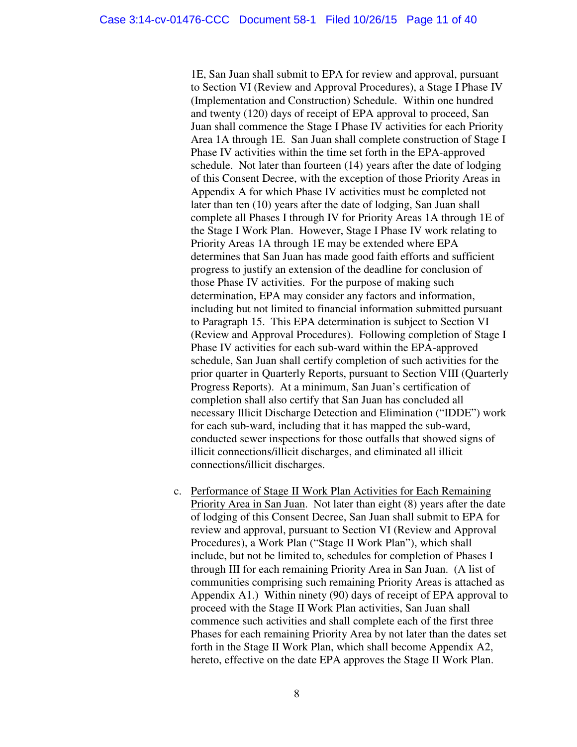1E, San Juan shall submit to EPA for review and approval, pursuant to Section VI (Review and Approval Procedures), a Stage I Phase IV (Implementation and Construction) Schedule. Within one hundred and twenty (120) days of receipt of EPA approval to proceed, San Juan shall commence the Stage I Phase IV activities for each Priority Area 1A through 1E. San Juan shall complete construction of Stage I Phase IV activities within the time set forth in the EPA-approved schedule. Not later than fourteen (14) years after the date of lodging of this Consent Decree, with the exception of those Priority Areas in Appendix A for which Phase IV activities must be completed not later than ten (10) years after the date of lodging, San Juan shall complete all Phases I through IV for Priority Areas 1A through 1E of the Stage I Work Plan. However, Stage I Phase IV work relating to Priority Areas 1A through 1E may be extended where EPA determines that San Juan has made good faith efforts and sufficient progress to justify an extension of the deadline for conclusion of those Phase IV activities. For the purpose of making such determination, EPA may consider any factors and information, including but not limited to financial information submitted pursuant to Paragraph 15. This EPA determination is subject to Section VI (Review and Approval Procedures). Following completion of Stage I Phase IV activities for each sub-ward within the EPA-approved schedule, San Juan shall certify completion of such activities for the prior quarter in Quarterly Reports, pursuant to Section VIII (Quarterly Progress Reports). At a minimum, San Juan's certification of completion shall also certify that San Juan has concluded all necessary Illicit Discharge Detection and Elimination ("IDDE") work for each sub-ward, including that it has mapped the sub-ward, conducted sewer inspections for those outfalls that showed signs of illicit connections/illicit discharges, and eliminated all illicit connections/illicit discharges.

c. <u>Performance of Stage II Work Plan Activities for Each Remaining Priority Area in San Juan</u>. Not later than eight (8) years after the date of lodging of this Consent Decree, San Juan shall submit to EPA for review and approval, pursuant to Section VI (Review and Approval Procedures), a Work Plan ("Stage II Work Plan"), which shall include, but not be limited to, schedules for completion of Phases I through III for each remaining Priority Area in San Juan. (A list of communities comprising such remaining Priority Areas is attached as Appendix A1.) Within ninety (90) days of receipt of EPA approval to proceed with the Stage II Work Plan activities, San Juan shall commence such activities and shall complete each of the first three Phases for each remaining Priority Area by not later than the dates set forth in the Stage II Work Plan, which shall become Appendix A2, hereto, effective on the date EPA approves the Stage II Work Plan.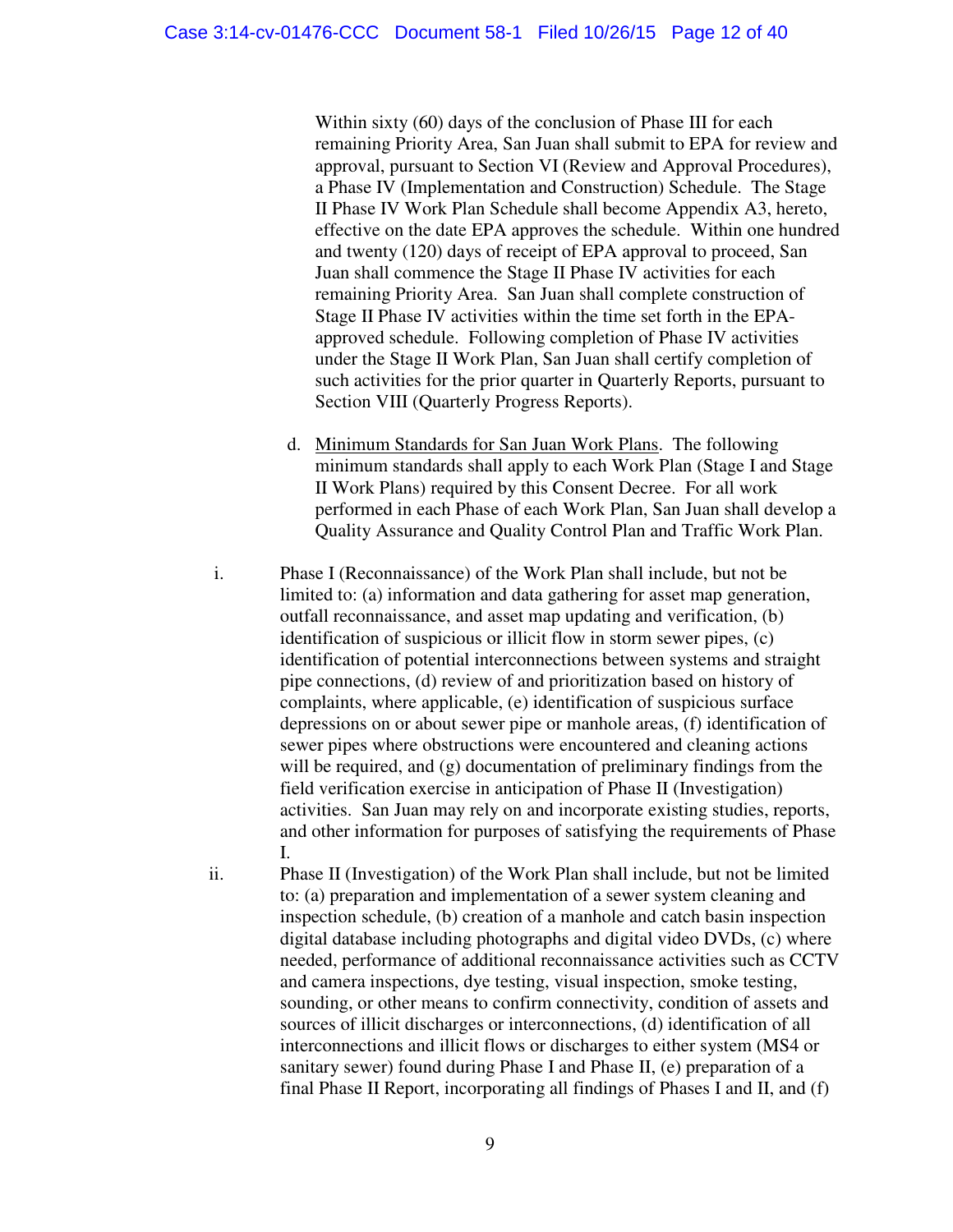Within sixty (60) days of the conclusion of Phase III for each remaining Priority Area, San Juan shall submit to EPA for review and approval, pursuant to Section VI (Review and Approval Procedures), a Phase IV (Implementation and Construction) Schedule. The Stage II Phase IV Work Plan Schedule shall become Appendix A3, hereto, effective on the date EPA approves the schedule. Within one hundred and twenty (120) days of receipt of EPA approval to proceed, San Juan shall commence the Stage II Phase IV activities for each remaining Priority Area. San Juan shall complete construction of Stage II Phase IV activities within the time set forth in the EPA-approved schedule. Following completion of Phase IV activities under the Stage II Work Plan, San Juan shall certify completion of such activities for the prior quarter in Quarterly Reports, pursuant to Section VIII (Quarterly Progress Reports).

d. Minimum Standards for San Juan Work Plans. The following minimum standards shall apply to each Work Plan (Stage I and Stage II Work Plans) required by this Consent Decree. For all work performed in each Phase of each Work Plan, San Juan shall develop a Quality Assurance and Quality Control Plan and Traffic Work Plan.

i. Phase I (Reconnaissance) of the Work Plan shall include, but not be limited to: (a) information and data gathering for asset map generation, outfall reconnaissance, and asset map updating and verification, (b) identification of suspicious or illicit flow in storm sewer pipes, (c) identification of potential interconnections between systems and straight pipe connections, (d) review of and prioritization based on history of complaints, where applicable, (e) identification of suspicious surface depressions on or about sewer pipe or manhole areas, (f) identification of sewer pipes where obstructions were encountered and cleaning actions will be required, and (g) documentation of preliminary findings from the field verification exercise in anticipation of Phase II (Investigation) activities. San Juan may rely on and incorporate existing studies, reports, and other information for purposes of satisfying the requirements of Phase I.

ii. Phase II (Investigation) of the Work Plan shall include, but not be limited to: (a) preparation and implementation of a sewer system cleaning and inspection schedule, (b) creation of a manhole and catch basin inspection digital database including photographs and digital video DVDs, (c) where needed, performance of additional reconnaissance activities such as CCTV and camera inspections, dye testing, visual inspection, smoke testing, sounding, or other means to confirm connectivity, condition of assets and sources of illicit discharges or interconnections, (d) identification of all interconnections and illicit flows or discharges to either system (MS4 or sanitary sewer) found during Phase I and Phase II, (e) preparation of a final Phase II Report, incorporating all findings of Phases I and II, and (f)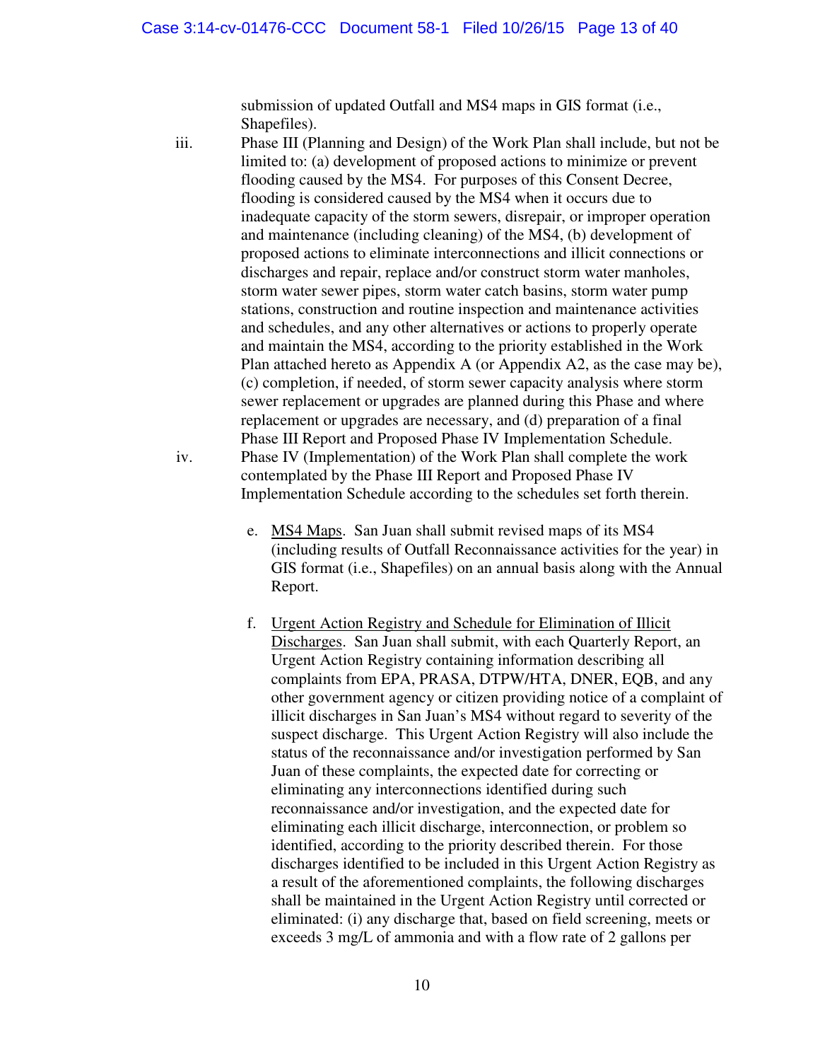submission of updated Outfall and MS4 maps in GIS format (i.e., Shapefiles).

iii. Phase III (Planning and Design) of the Work Plan shall include, but not be limited to: (a) development of proposed actions to minimize or prevent flooding caused by the MS4. For purposes of this Consent Decree, flooding is considered caused by the MS4 when it occurs due to inadequate capacity of the storm sewers, disrepair, or improper operation and maintenance (including cleaning) of the MS4, (b) development of proposed actions to eliminate interconnections and illicit connections or discharges and repair, replace and/or construct storm water manholes, storm water sewer pipes, storm water catch basins, storm water pump stations, construction and routine inspection and maintenance activities and schedules, and any other alternatives or actions to properly operate and maintain the MS4, according to the priority established in the Work Plan attached hereto as Appendix A (or Appendix A2, as the case may be), (c) completion, if needed, of storm sewer capacity analysis where storm sewer replacement or upgrades are planned during this Phase and where replacement or upgrades are necessary, and (d) preparation of a final Phase III Report and Proposed Phase IV Implementation Schedule.

iv. Phase IV (Implementation) of the Work Plan shall complete the work contemplated by the Phase III Report and Proposed Phase IV Implementation Schedule according to the schedules set forth therein.

e. <u>MS4 Maps</u>. San Juan shall submit revised maps of its MS4 (including results of Outfall Reconnaissance activities for the year) in GIS format (i.e., Shapefiles) on an annual basis along with the Annual Report.

f. <u>Urgent Action Registry and Schedule for Elimination of Illicit Discharges</u>. San Juan shall submit, with each Quarterly Report, an Urgent Action Registry containing information describing all complaints from EPA, PRASA, DTPW/HTA, DNER, EQB, and any other government agency or citizen providing notice of a complaint of illicit discharges in San Juan's MS4 without regard to severity of the suspect discharge. This Urgent Action Registry will also include the status of the reconnaissance and/or investigation performed by San Juan of these complaints, the expected date for correcting or eliminating any interconnections identified during such reconnaissance and/or investigation, and the expected date for eliminating each illicit discharge, interconnection, or problem so identified, according to the priority described therein. For those discharges identified to be included in this Urgent Action Registry as a result of the aforementioned complaints, the following discharges shall be maintained in the Urgent Action Registry until corrected or eliminated: (i) any discharge that, based on field screening, meets or exceeds 3 mg/L of ammonia and with a flow rate of 2 gallons per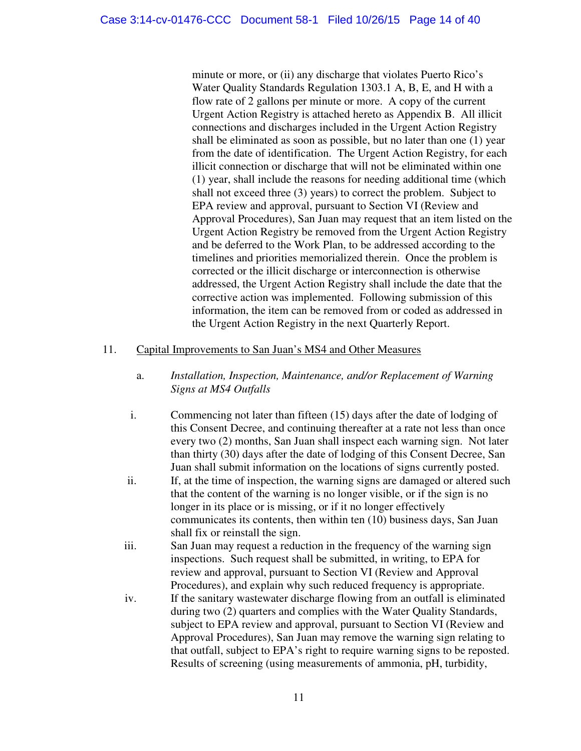minute or more, or (ii) any discharge that violates Puerto Rico's Water Quality Standards Regulation 1303.1 A, B, E, and H with a flow rate of 2 gallons per minute or more. A copy of the current Urgent Action Registry is attached hereto as Appendix B. All illicit connections and discharges included in the Urgent Action Registry shall be eliminated as soon as possible, but no later than one (1) year from the date of identification. The Urgent Action Registry, for each illicit connection or discharge that will not be eliminated within one (1) year, shall include the reasons for needing additional time (which shall not exceed three (3) years) to correct the problem. Subject to EPA review and approval, pursuant to Section VI (Review and Approval Procedures), San Juan may request that an item listed on the Urgent Action Registry be removed from the Urgent Action Registry and be deferred to the Work Plan, to be addressed according to the timelines and priorities memorialized therein. Once the problem is corrected or the illicit discharge or interconnection is otherwise addressed, the Urgent Action Registry shall include the date that the corrective action was implemented. Following submission of this information, the item can be removed from or coded as addressed in the Urgent Action Registry in the next Quarterly Report.

11. <u>Capital Improvements to San Juan's MS4 and Other Measures</u>

a. *Installation, Inspection, Maintenance, and/or Replacement of Warning Signs at MS4 Outfalls*

i. Commencing not later than fifteen (15) days after the date of lodging of this Consent Decree, and continuing thereafter at a rate not less than once every two (2) months, San Juan shall inspect each warning sign. Not later than thirty (30) days after the date of lodging of this Consent Decree, San Juan shall submit information on the locations of signs currently posted.

ii. If, at the time of inspection, the warning signs are damaged or altered such that the content of the warning is no longer visible, or if the sign is no longer in its place or is missing, or if it no longer effectively communicates its contents, then within ten (10) business days, San Juan shall fix or reinstall the sign.

iii. San Juan may request a reduction in the frequency of the warning sign inspections. Such request shall be submitted, in writing, to EPA for review and approval, pursuant to Section VI (Review and Approval Procedures), and explain why such reduced frequency is appropriate.

iv. If the sanitary wastewater discharge flowing from an outfall is eliminated during two (2) quarters and complies with the Water Quality Standards, subject to EPA review and approval, pursuant to Section VI (Review and Approval Procedures), San Juan may remove the warning sign relating to that outfall, subject to EPA's right to require warning signs to be reposted. Results of screening (using measurements of ammonia, pH, turbidity,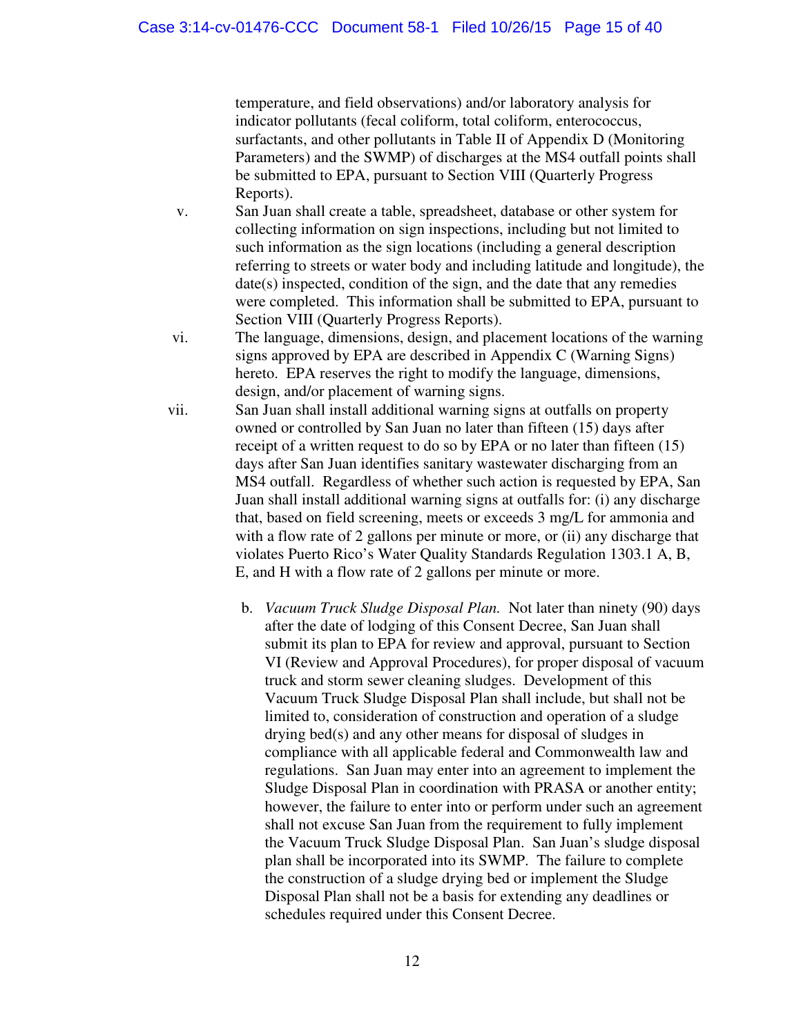temperature, and field observations) and/or laboratory analysis for indicator pollutants (fecal coliform, total coliform, enterococcus, surfactants, and other pollutants in Table II of Appendix D (Monitoring Parameters) and the SWMP) of discharges at the MS4 outfall points shall be submitted to EPA, pursuant to Section VIII (Quarterly Progress Reports).

v. San Juan shall create a table, spreadsheet, database or other system for collecting information on sign inspections, including but not limited to such information as the sign locations (including a general description referring to streets or water body and including latitude and longitude), the date(s) inspected, condition of the sign, and the date that any remedies were completed. This information shall be submitted to EPA, pursuant to Section VIII (Quarterly Progress Reports).

vi. The language, dimensions, design, and placement locations of the warning signs approved by EPA are described in Appendix C (Warning Signs) hereto. EPA reserves the right to modify the language, dimensions, design, and/or placement of warning signs.

vii. San Juan shall install additional warning signs at outfalls on property owned or controlled by San Juan no later than fifteen (15) days after receipt of a written request to do so by EPA or no later than fifteen (15) days after San Juan identifies sanitary wastewater discharging from an MS4 outfall. Regardless of whether such action is requested by EPA, San Juan shall install additional warning signs at outfalls for: (i) any discharge that, based on field screening, meets or exceeds 3 mg/L for ammonia and with a flow rate of 2 gallons per minute or more, or (ii) any discharge that violates Puerto Rico's Water Quality Standards Regulation 1303.1 A, B, E, and H with a flow rate of 2 gallons per minute or more.

b. *Vacuum Truck Sludge Disposal Plan.* Not later than ninety (90) days after the date of lodging of this Consent Decree, San Juan shall submit its plan to EPA for review and approval, pursuant to Section VI (Review and Approval Procedures), for proper disposal of vacuum truck and storm sewer cleaning sludges. Development of this Vacuum Truck Sludge Disposal Plan shall include, but shall not be limited to, consideration of construction and operation of a sludge drying bed(s) and any other means for disposal of sludges in compliance with all applicable federal and Commonwealth law and regulations. San Juan may enter into an agreement to implement the Sludge Disposal Plan in coordination with PRASA or another entity; however, the failure to enter into or perform under such an agreement shall not excuse San Juan from the requirement to fully implement the Vacuum Truck Sludge Disposal Plan. San Juan's sludge disposal plan shall be incorporated into its SWMP. The failure to complete the construction of a sludge drying bed or implement the Sludge Disposal Plan shall not be a basis for extending any deadlines or schedules required under this Consent Decree.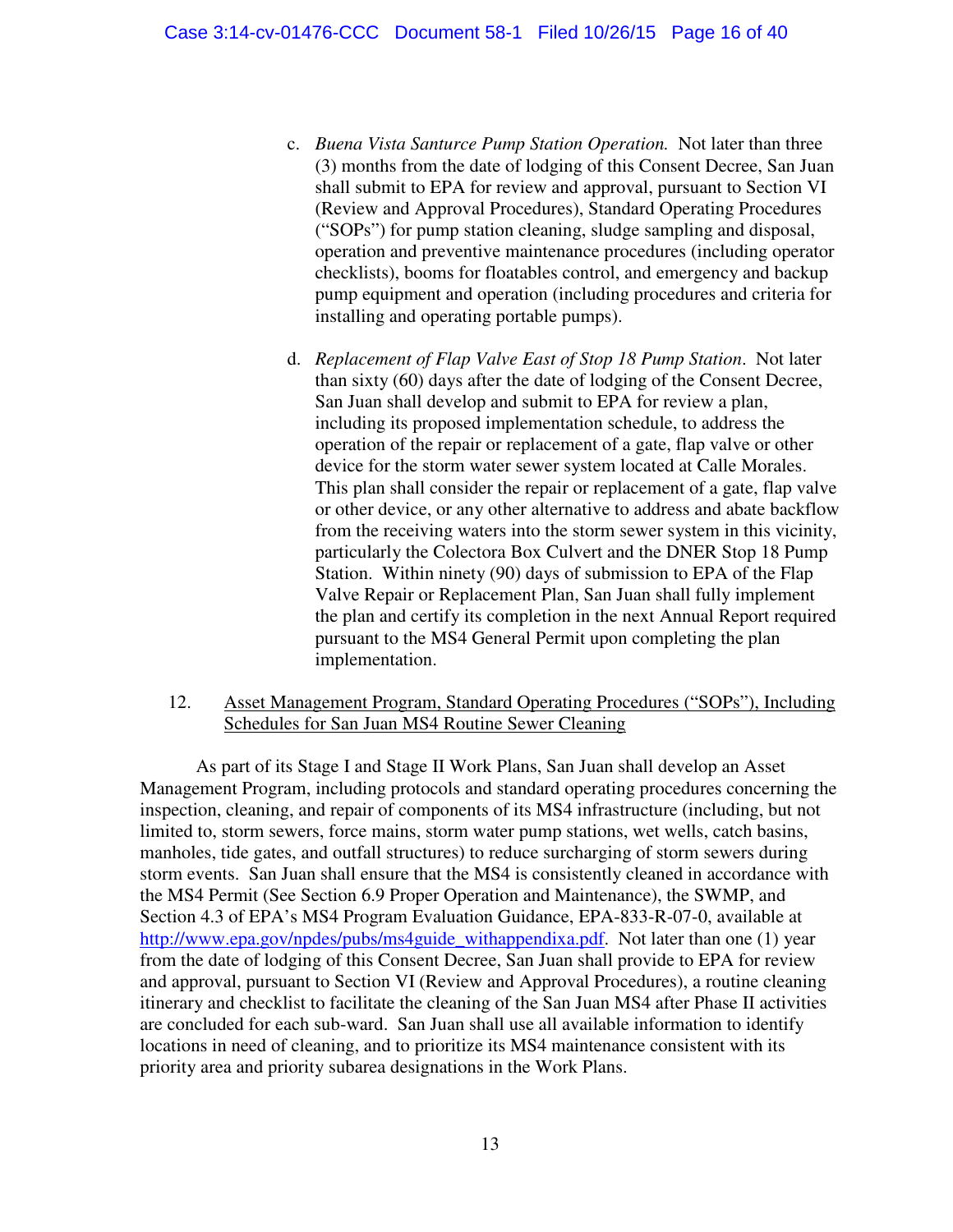c. *Buena Vista Santurce Pump Station Operation.* Not later than three (3) months from the date of lodging of this Consent Decree, San Juan shall submit to EPA for review and approval, pursuant to Section VI (Review and Approval Procedures), Standard Operating Procedures ("SOPs") for pump station cleaning, sludge sampling and disposal, operation and preventive maintenance procedures (including operator checklists), booms for floatables control, and emergency and backup pump equipment and operation (including procedures and criteria for installing and operating portable pumps).

d. *Replacement of Flap Valve East of Stop 18 Pump Station*. Not later than sixty (60) days after the date of lodging of the Consent Decree, San Juan shall develop and submit to EPA for review a plan, including its proposed implementation schedule, to address the operation of the repair or replacement of a gate, flap valve or other device for the storm water sewer system located at Calle Morales. This plan shall consider the repair or replacement of a gate, flap valve or other device, or any other alternative to address and abate backflow from the receiving waters into the storm sewer system in this vicinity, particularly the Colectora Box Culvert and the DNER Stop 18 Pump Station. Within ninety (90) days of submission to EPA of the Flap Valve Repair or Replacement Plan, San Juan shall fully implement the plan and certify its completion in the next Annual Report required pursuant to the MS4 General Permit upon completing the plan implementation.

12. Asset Management Program, Standard Operating Procedures ("SOPs"), Including Schedules for San Juan MS4 Routine Sewer Cleaning

As part of its Stage I and Stage II Work Plans, San Juan shall develop an Asset Management Program, including protocols and standard operating procedures concerning the inspection, cleaning, and repair of components of its MS4 infrastructure (including, but not limited to, storm sewers, force mains, storm water pump stations, wet wells, catch basins, manholes, tide gates, and outfall structures) to reduce surcharging of storm sewers during storm events. San Juan shall ensure that the MS4 is consistently cleaned in accordance with the MS4 Permit (See Section 6.9 Proper Operation and Maintenance), the SWMP, and Section 4.3 of EPA's MS4 Program Evaluation Guidance, EPA-833-R-07-0, available at http://www.epa.gov/npdes/pubs/ms4guide_withappendixa.pdf. Not later than one (1) year from the date of lodging of this Consent Decree, San Juan shall provide to EPA for review and approval, pursuant to Section VI (Review and Approval Procedures), a routine cleaning itinerary and checklist to facilitate the cleaning of the San Juan MS4 after Phase II activities are concluded for each sub-ward. San Juan shall use all available information to identify locations in need of cleaning, and to prioritize its MS4 maintenance consistent with its priority area and priority subarea designations in the Work Plans.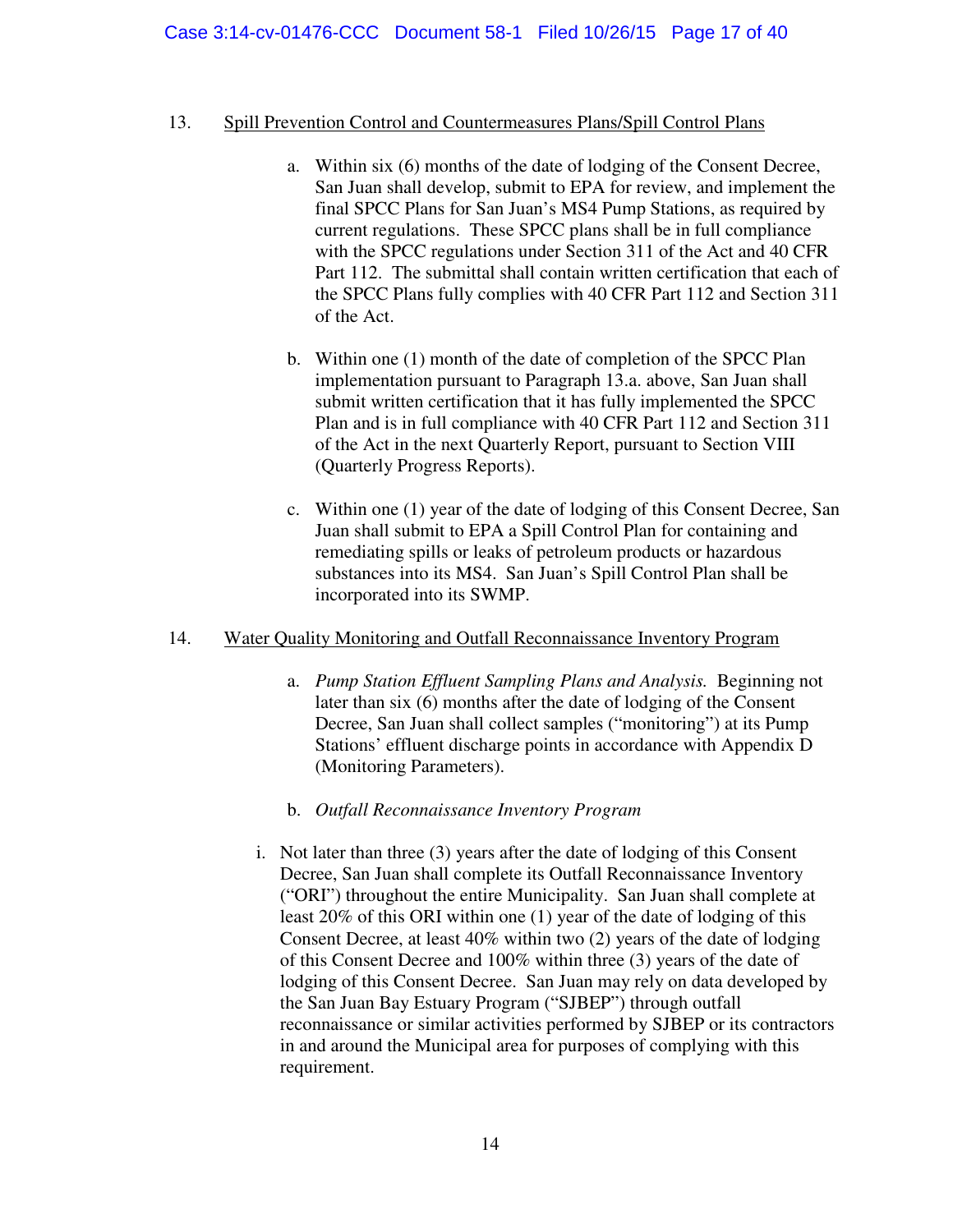13. <u>Spill Prevention Control and Countermeasures Plans/Spill Control Plans</u>

    a. Within six (6) months of the date of lodging of the Consent Decree, San Juan shall develop, submit to EPA for review, and implement the final SPCC Plans for San Juan's MS4 Pump Stations, as required by current regulations. These SPCC plans shall be in full compliance with the SPCC regulations under Section 311 of the Act and 40 CFR Part 112. The submittal shall contain written certification that each of the SPCC Plans fully complies with 40 CFR Part 112 and Section 311 of the Act.

    b. Within one (1) month of the date of completion of the SPCC Plan implementation pursuant to Paragraph 13.a. above, San Juan shall submit written certification that it has fully implemented the SPCC Plan and is in full compliance with 40 CFR Part 112 and Section 311 of the Act in the next Quarterly Report, pursuant to Section VIII (Quarterly Progress Reports).

    c. Within one (1) year of the date of lodging of this Consent Decree, San Juan shall submit to EPA a Spill Control Plan for containing and remediating spills or leaks of petroleum products or hazardous substances into its MS4. San Juan's Spill Control Plan shall be incorporated into its SWMP.

14. <u>Water Quality Monitoring and Outfall Reconnaissance Inventory Program</u>

    a. *Pump Station Effluent Sampling Plans and Analysis.* Beginning not later than six (6) months after the date of lodging of the Consent Decree, San Juan shall collect samples ("monitoring") at its Pump Stations' effluent discharge points in accordance with Appendix D (Monitoring Parameters).

    b. *Outfall Reconnaissance Inventory Program*

       i. Not later than three (3) years after the date of lodging of this Consent Decree, San Juan shall complete its Outfall Reconnaissance Inventory ("ORI") throughout the entire Municipality. San Juan shall complete at least 20% of this ORI within one (1) year of the date of lodging of this Consent Decree, at least 40% within two (2) years of the date of lodging of this Consent Decree and 100% within three (3) years of the date of lodging of this Consent Decree. San Juan may rely on data developed by the San Juan Bay Estuary Program ("SJBEP") through outfall reconnaissance or similar activities performed by SJBEP or its contractors in and around the Municipal area for purposes of complying with this requirement.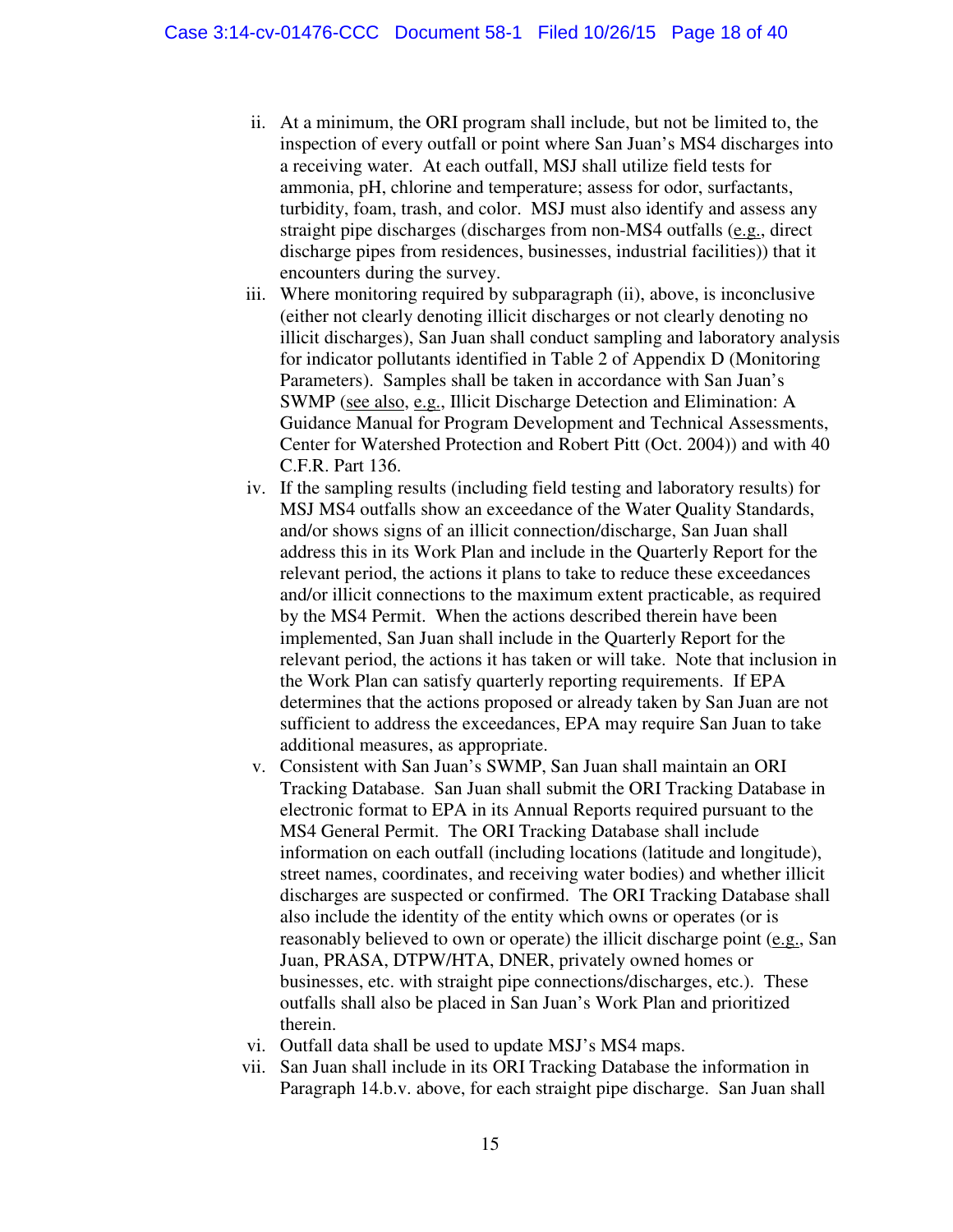ii. At a minimum, the ORI program shall include, but not be limited to, the inspection of every outfall or point where San Juan's MS4 discharges into a receiving water. At each outfall, MSJ shall utilize field tests for ammonia, pH, chlorine and temperature; assess for odor, surfactants, turbidity, foam, trash, and color. MSJ must also identify and assess any straight pipe discharges (discharges from non-MS4 outfalls (e.g., direct discharge pipes from residences, businesses, industrial facilities)) that it encounters during the survey.

iii. Where monitoring required by subparagraph (ii), above, is inconclusive (either not clearly denoting illicit discharges or not clearly denoting no illicit discharges), San Juan shall conduct sampling and laboratory analysis for indicator pollutants identified in Table 2 of Appendix D (Monitoring Parameters). Samples shall be taken in accordance with San Juan's SWMP (see also, e.g., Illicit Discharge Detection and Elimination: A Guidance Manual for Program Development and Technical Assessments, Center for Watershed Protection and Robert Pitt (Oct. 2004)) and with 40 C.F.R. Part 136.

iv. If the sampling results (including field testing and laboratory results) for MSJ MS4 outfalls show an exceedance of the Water Quality Standards, and/or shows signs of an illicit connection/discharge, San Juan shall address this in its Work Plan and include in the Quarterly Report for the relevant period, the actions it plans to take to reduce these exceedances and/or illicit connections to the maximum extent practicable, as required by the MS4 Permit. When the actions described therein have been implemented, San Juan shall include in the Quarterly Report for the relevant period, the actions it has taken or will take. Note that inclusion in the Work Plan can satisfy quarterly reporting requirements. If EPA determines that the actions proposed or already taken by San Juan are not sufficient to address the exceedances, EPA may require San Juan to take additional measures, as appropriate.

v. Consistent with San Juan's SWMP, San Juan shall maintain an ORI Tracking Database. San Juan shall submit the ORI Tracking Database in electronic format to EPA in its Annual Reports required pursuant to the MS4 General Permit. The ORI Tracking Database shall include information on each outfall (including locations (latitude and longitude), street names, coordinates, and receiving water bodies) and whether illicit discharges are suspected or confirmed. The ORI Tracking Database shall also include the identity of the entity which owns or operates (or is reasonably believed to own or operate) the illicit discharge point (e.g., San Juan, PRASA, DTPW/HTA, DNER, privately owned homes or businesses, etc. with straight pipe connections/discharges, etc.). These outfalls shall also be placed in San Juan's Work Plan and prioritized therein.

vi. Outfall data shall be used to update MSJ's MS4 maps.

vii. San Juan shall include in its ORI Tracking Database the information in Paragraph 14.b.v. above, for each straight pipe discharge. San Juan shall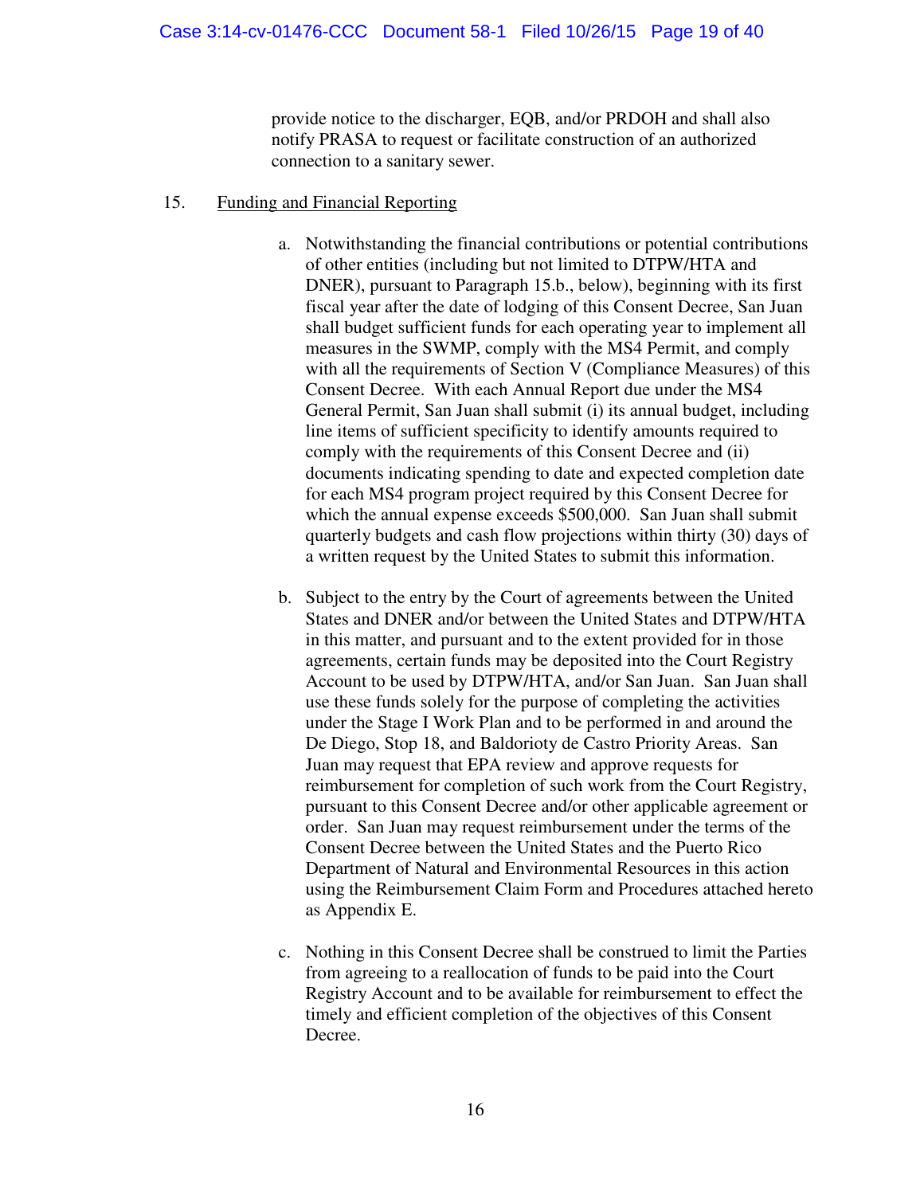provide notice to the discharger, EQB, and/or PRDOH and shall also notify PRASA to request or facilitate construction of an authorized connection to a sanitary sewer.

15. Funding and Financial Reporting

a. Notwithstanding the financial contributions or potential contributions of other entities (including but not limited to DTPW/HTA and DNER), pursuant to Paragraph 15.b., below), beginning with its first fiscal year after the date of lodging of this Consent Decree, San Juan shall budget sufficient funds for each operating year to implement all measures in the SWMP, comply with the MS4 Permit, and comply with all the requirements of Section V (Compliance Measures) of this Consent Decree. With each Annual Report due under the MS4 General Permit, San Juan shall submit (i) its annual budget, including line items of sufficient specificity to identify amounts required to comply with the requirements of this Consent Decree and (ii) documents indicating spending to date and expected completion date for each MS4 program project required by this Consent Decree for which the annual expense exceeds $500,000. San Juan shall submit quarterly budgets and cash flow projections within thirty (30) days of a written request by the United States to submit this information.

b. Subject to the entry by the Court of agreements between the United States and DNER and/or between the United States and DTPW/HTA in this matter, and pursuant and to the extent provided for in those agreements, certain funds may be deposited into the Court Registry Account to be used by DTPW/HTA, and/or San Juan. San Juan shall use these funds solely for the purpose of completing the activities under the Stage I Work Plan and to be performed in and around the De Diego, Stop 18, and Baldorioty de Castro Priority Areas. San Juan may request that EPA review and approve requests for reimbursement for completion of such work from the Court Registry, pursuant to this Consent Decree and/or other applicable agreement or order. San Juan may request reimbursement under the terms of the Consent Decree between the United States and the Puerto Rico Department of Natural and Environmental Resources in this action using the Reimbursement Claim Form and Procedures attached hereto as Appendix E.

c. Nothing in this Consent Decree shall be construed to limit the Parties from agreeing to a reallocation of funds to be paid into the Court Registry Account and to be available for reimbursement to effect the timely and efficient completion of the objectives of this Consent Decree.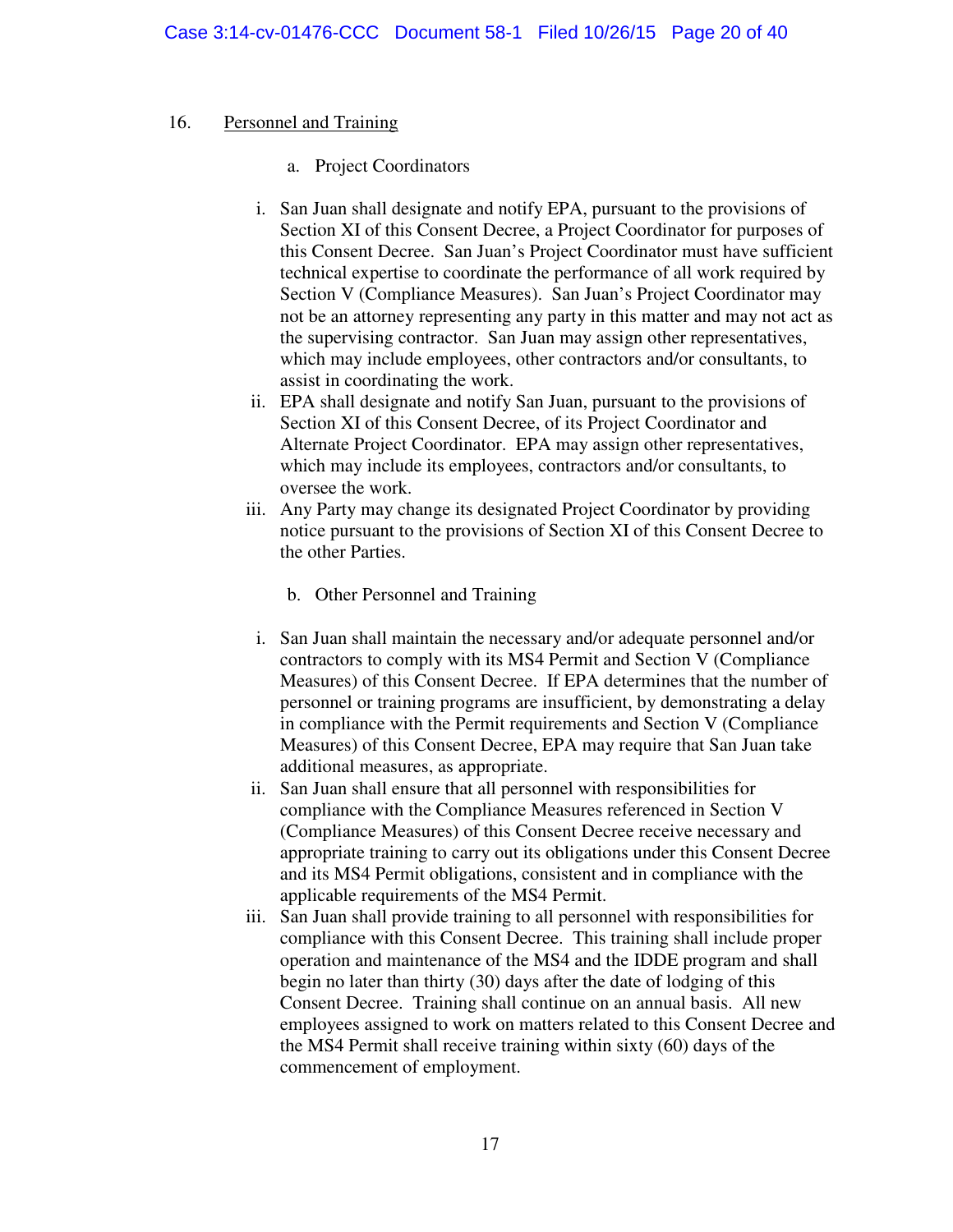16. Personnel and Training

a. Project Coordinators

i. San Juan shall designate and notify EPA, pursuant to the provisions of Section XI of this Consent Decree, a Project Coordinator for purposes of this Consent Decree. San Juan's Project Coordinator must have sufficient technical expertise to coordinate the performance of all work required by Section V (Compliance Measures). San Juan's Project Coordinator may not be an attorney representing any party in this matter and may not act as the supervising contractor. San Juan may assign other representatives, which may include employees, other contractors and/or consultants, to assist in coordinating the work.

ii. EPA shall designate and notify San Juan, pursuant to the provisions of Section XI of this Consent Decree, of its Project Coordinator and Alternate Project Coordinator. EPA may assign other representatives, which may include its employees, contractors and/or consultants, to oversee the work.

iii. Any Party may change its designated Project Coordinator by providing notice pursuant to the provisions of Section XI of this Consent Decree to the other Parties.

b. Other Personnel and Training

i. San Juan shall maintain the necessary and/or adequate personnel and/or contractors to comply with its MS4 Permit and Section V (Compliance Measures) of this Consent Decree. If EPA determines that the number of personnel or training programs are insufficient, by demonstrating a delay in compliance with the Permit requirements and Section V (Compliance Measures) of this Consent Decree, EPA may require that San Juan take additional measures, as appropriate.

ii. San Juan shall ensure that all personnel with responsibilities for compliance with the Compliance Measures referenced in Section V (Compliance Measures) of this Consent Decree receive necessary and appropriate training to carry out its obligations under this Consent Decree and its MS4 Permit obligations, consistent and in compliance with the applicable requirements of the MS4 Permit.

iii. San Juan shall provide training to all personnel with responsibilities for compliance with this Consent Decree. This training shall include proper operation and maintenance of the MS4 and the IDDE program and shall begin no later than thirty (30) days after the date of lodging of this Consent Decree. Training shall continue on an annual basis. All new employees assigned to work on matters related to this Consent Decree and the MS4 Permit shall receive training within sixty (60) days of the commencement of employment.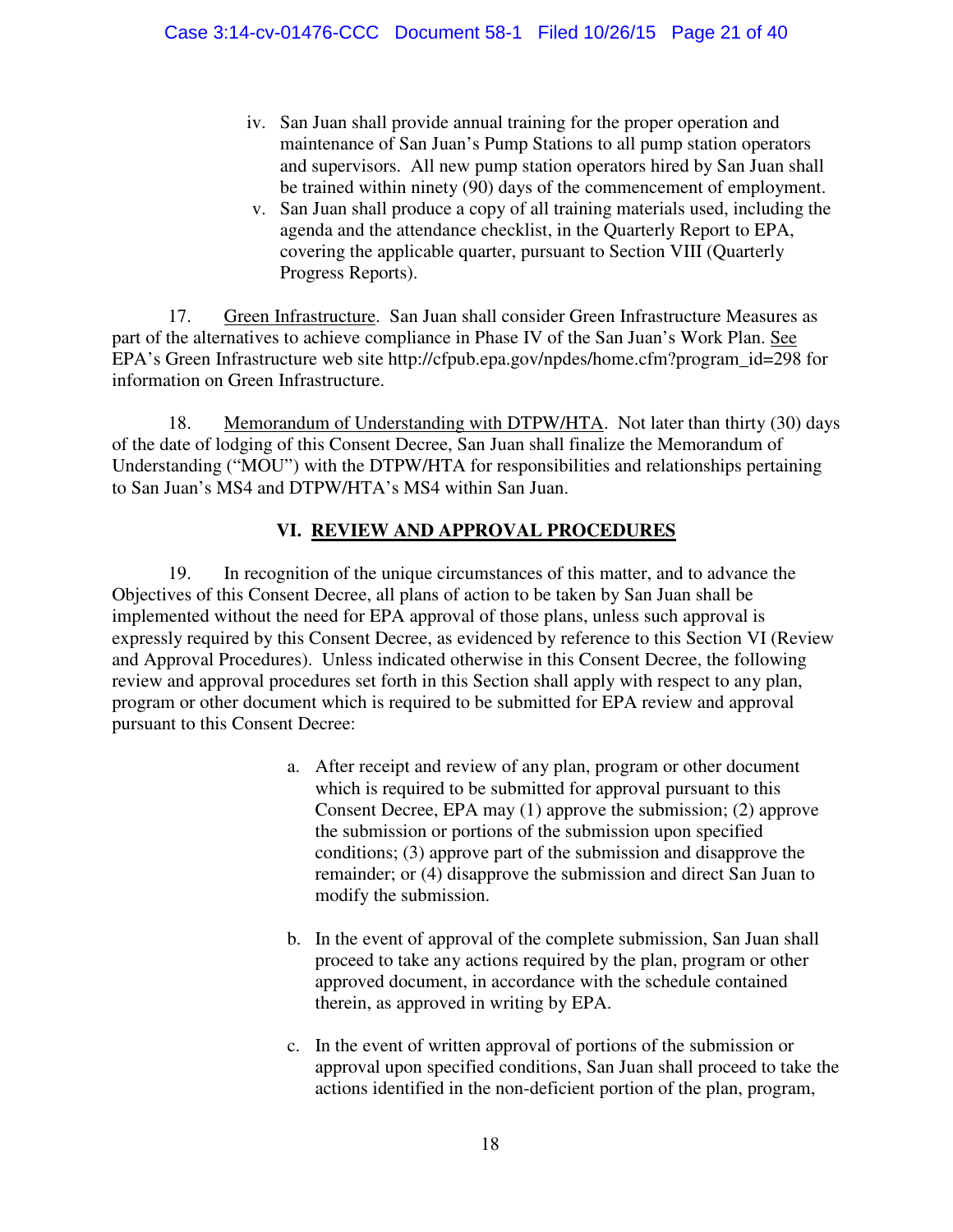iv. San Juan shall provide annual training for the proper operation and maintenance of San Juan's Pump Stations to all pump station operators and supervisors. All new pump station operators hired by San Juan shall be trained within ninety (90) days of the commencement of employment.

v. San Juan shall produce a copy of all training materials used, including the agenda and the attendance checklist, in the Quarterly Report to EPA, covering the applicable quarter, pursuant to Section VIII (Quarterly Progress Reports).

17. Green Infrastructure. San Juan shall consider Green Infrastructure Measures as part of the alternatives to achieve compliance in Phase IV of the San Juan's Work Plan. See EPA's Green Infrastructure web site http://cfpub.epa.gov/npdes/home.cfm?program_id=298 for information on Green Infrastructure.

18. Memorandum of Understanding with DTPW/HTA. Not later than thirty (30) days of the date of lodging of this Consent Decree, San Juan shall finalize the Memorandum of Understanding ("MOU") with the DTPW/HTA for responsibilities and relationships pertaining to San Juan's MS4 and DTPW/HTA's MS4 within San Juan.

## VI. REVIEW AND APPROVAL PROCEDURES

19. In recognition of the unique circumstances of this matter, and to advance the Objectives of this Consent Decree, all plans of action to be taken by San Juan shall be implemented without the need for EPA approval of those plans, unless such approval is expressly required by this Consent Decree, as evidenced by reference to this Section VI (Review and Approval Procedures). Unless indicated otherwise in this Consent Decree, the following review and approval procedures set forth in this Section shall apply with respect to any plan, program or other document which is required to be submitted for EPA review and approval pursuant to this Consent Decree:

a. After receipt and review of any plan, program or other document which is required to be submitted for approval pursuant to this Consent Decree, EPA may (1) approve the submission; (2) approve the submission or portions of the submission upon specified conditions; (3) approve part of the submission and disapprove the remainder; or (4) disapprove the submission and direct San Juan to modify the submission.

b. In the event of approval of the complete submission, San Juan shall proceed to take any actions required by the plan, program or other approved document, in accordance with the schedule contained therein, as approved in writing by EPA.

c. In the event of written approval of portions of the submission or approval upon specified conditions, San Juan shall proceed to take the actions identified in the non-deficient portion of the plan, program,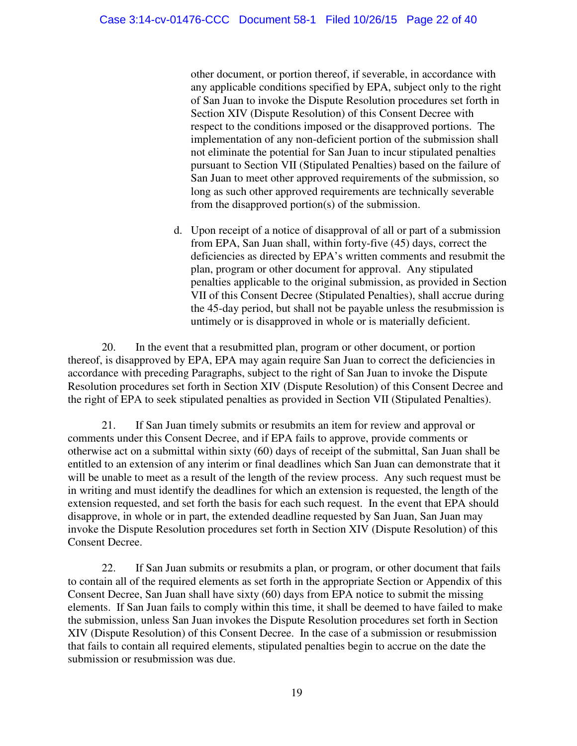other document, or portion thereof, if severable, in accordance with any applicable conditions specified by EPA, subject only to the right of San Juan to invoke the Dispute Resolution procedures set forth in Section XIV (Dispute Resolution) of this Consent Decree with respect to the conditions imposed or the disapproved portions. The implementation of any non-deficient portion of the submission shall not eliminate the potential for San Juan to incur stipulated penalties pursuant to Section VII (Stipulated Penalties) based on the failure of San Juan to meet other approved requirements of the submission, so long as such other approved requirements are technically severable from the disapproved portion(s) of the submission.

d. Upon receipt of a notice of disapproval of all or part of a submission from EPA, San Juan shall, within forty-five (45) days, correct the deficiencies as directed by EPA's written comments and resubmit the plan, program or other document for approval. Any stipulated penalties applicable to the original submission, as provided in Section VII of this Consent Decree (Stipulated Penalties), shall accrue during the 45-day period, but shall not be payable unless the resubmission is untimely or is disapproved in whole or is materially deficient.

20. In the event that a resubmitted plan, program or other document, or portion thereof, is disapproved by EPA, EPA may again require San Juan to correct the deficiencies in accordance with preceding Paragraphs, subject to the right of San Juan to invoke the Dispute Resolution procedures set forth in Section XIV (Dispute Resolution) of this Consent Decree and the right of EPA to seek stipulated penalties as provided in Section VII (Stipulated Penalties).

21. If San Juan timely submits or resubmits an item for review and approval or comments under this Consent Decree, and if EPA fails to approve, provide comments or otherwise act on a submittal within sixty (60) days of receipt of the submittal, San Juan shall be entitled to an extension of any interim or final deadlines which San Juan can demonstrate that it will be unable to meet as a result of the length of the review process. Any such request must be in writing and must identify the deadlines for which an extension is requested, the length of the extension requested, and set forth the basis for each such request. In the event that EPA should disapprove, in whole or in part, the extended deadline requested by San Juan, San Juan may invoke the Dispute Resolution procedures set forth in Section XIV (Dispute Resolution) of this Consent Decree.

22. If San Juan submits or resubmits a plan, or program, or other document that fails to contain all of the required elements as set forth in the appropriate Section or Appendix of this Consent Decree, San Juan shall have sixty (60) days from EPA notice to submit the missing elements. If San Juan fails to comply within this time, it shall be deemed to have failed to make the submission, unless San Juan invokes the Dispute Resolution procedures set forth in Section XIV (Dispute Resolution) of this Consent Decree. In the case of a submission or resubmission that fails to contain all required elements, stipulated penalties begin to accrue on the date the submission or resubmission was due.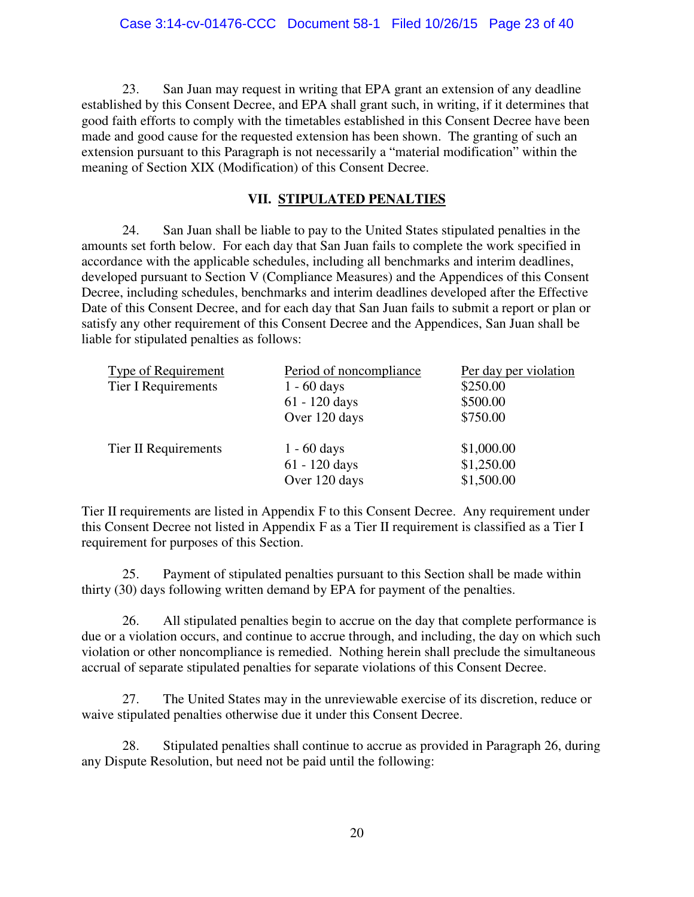23. San Juan may request in writing that EPA grant an extension of any deadline established by this Consent Decree, and EPA shall grant such, in writing, if it determines that good faith efforts to comply with the timetables established in this Consent Decree have been made and good cause for the requested extension has been shown. The granting of such an extension pursuant to this Paragraph is not necessarily a "material modification" within the meaning of Section XIX (Modification) of this Consent Decree.

## VII. STIPULATED PENALTIES

24. San Juan shall be liable to pay to the United States stipulated penalties in the amounts set forth below. For each day that San Juan fails to complete the work specified in accordance with the applicable schedules, including all benchmarks and interim deadlines, developed pursuant to Section V (Compliance Measures) and the Appendices of this Consent Decree, including schedules, benchmarks and interim deadlines developed after the Effective Date of this Consent Decree, and for each day that San Juan fails to submit a report or plan or satisfy any other requirement of this Consent Decree and the Appendices, San Juan shall be liable for stipulated penalties as follows:

| Type of Requirement | Period of noncompliance | Per day per violation |
|---|---|---|
| Tier I Requirements | 1 - 60 days | $250.00 |
| | 61 - 120 days | $500.00 |
| | Over 120 days | $750.00 |
| Tier II Requirements | 1 - 60 days | $1,000.00 |
| | 61 - 120 days | $1,250.00 |
| | Over 120 days | $1,500.00 |

Tier II requirements are listed in Appendix F to this Consent Decree. Any requirement under this Consent Decree not listed in Appendix F as a Tier II requirement is classified as a Tier I requirement for purposes of this Section.

25. Payment of stipulated penalties pursuant to this Section shall be made within thirty (30) days following written demand by EPA for payment of the penalties.

26. All stipulated penalties begin to accrue on the day that complete performance is due or a violation occurs, and continue to accrue through, and including, the day on which such violation or other noncompliance is remedied. Nothing herein shall preclude the simultaneous accrual of separate stipulated penalties for separate violations of this Consent Decree.

27. The United States may in the unreviewable exercise of its discretion, reduce or waive stipulated penalties otherwise due it under this Consent Decree.

28. Stipulated penalties shall continue to accrue as provided in Paragraph 26, during any Dispute Resolution, but need not be paid until the following: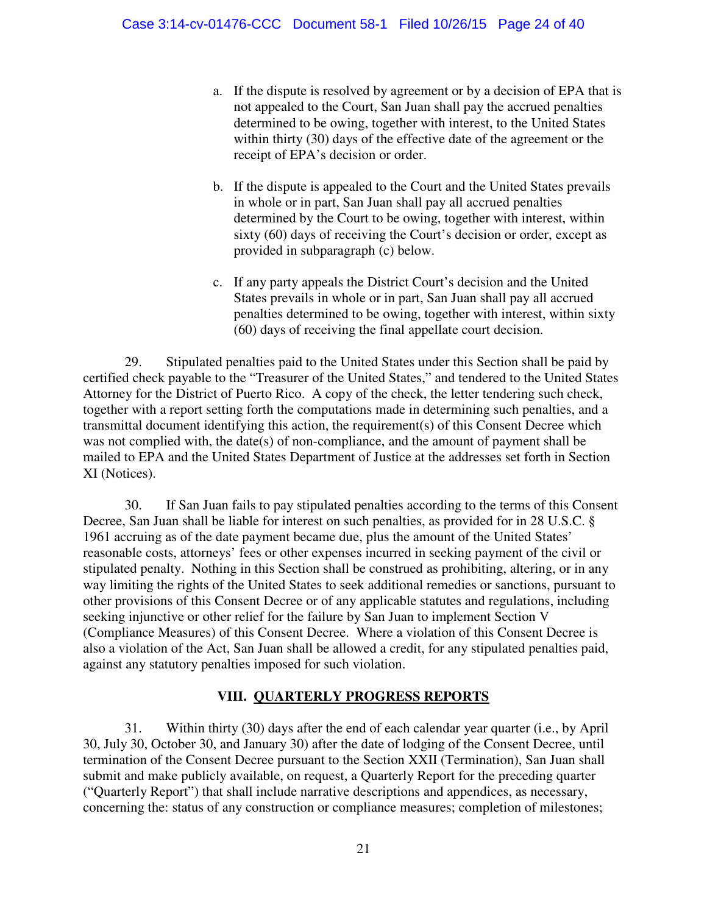a. If the dispute is resolved by agreement or by a decision of EPA that is not appealed to the Court, San Juan shall pay the accrued penalties determined to be owing, together with interest, to the United States within thirty (30) days of the effective date of the agreement or the receipt of EPA's decision or order.

b. If the dispute is appealed to the Court and the United States prevails in whole or in part, San Juan shall pay all accrued penalties determined by the Court to be owing, together with interest, within sixty (60) days of receiving the Court's decision or order, except as provided in subparagraph (c) below.

c. If any party appeals the District Court's decision and the United States prevails in whole or in part, San Juan shall pay all accrued penalties determined to be owing, together with interest, within sixty (60) days of receiving the final appellate court decision.

29. Stipulated penalties paid to the United States under this Section shall be paid by certified check payable to the "Treasurer of the United States," and tendered to the United States Attorney for the District of Puerto Rico. A copy of the check, the letter tendering such check, together with a report setting forth the computations made in determining such penalties, and a transmittal document identifying this action, the requirement(s) of this Consent Decree which was not complied with, the date(s) of non-compliance, and the amount of payment shall be mailed to EPA and the United States Department of Justice at the addresses set forth in Section XI (Notices).

30. If San Juan fails to pay stipulated penalties according to the terms of this Consent Decree, San Juan shall be liable for interest on such penalties, as provided for in 28 U.S.C. § 1961 accruing as of the date payment became due, plus the amount of the United States' reasonable costs, attorneys' fees or other expenses incurred in seeking payment of the civil or stipulated penalty. Nothing in this Section shall be construed as prohibiting, altering, or in any way limiting the rights of the United States to seek additional remedies or sanctions, pursuant to other provisions of this Consent Decree or of any applicable statutes and regulations, including seeking injunctive or other relief for the failure by San Juan to implement Section V (Compliance Measures) of this Consent Decree. Where a violation of this Consent Decree is also a violation of the Act, San Juan shall be allowed a credit, for any stipulated penalties paid, against any statutory penalties imposed for such violation.

## VIII. QUARTERLY PROGRESS REPORTS

31. Within thirty (30) days after the end of each calendar year quarter (i.e., by April 30, July 30, October 30, and January 30) after the date of lodging of the Consent Decree, until termination of the Consent Decree pursuant to the Section XXII (Termination), San Juan shall submit and make publicly available, on request, a Quarterly Report for the preceding quarter ("Quarterly Report") that shall include narrative descriptions and appendices, as necessary, concerning the: status of any construction or compliance measures; completion of milestones;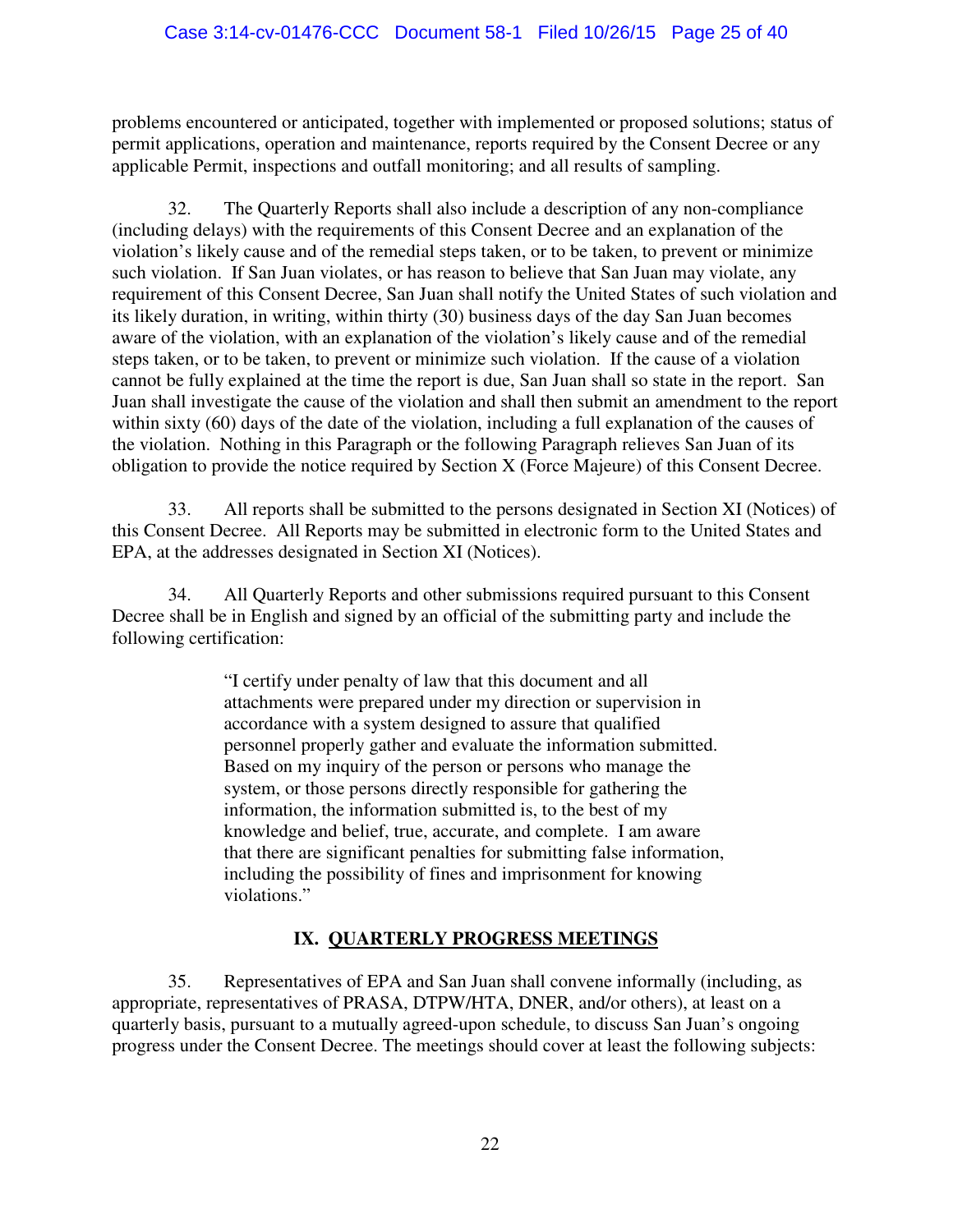problems encountered or anticipated, together with implemented or proposed solutions; status of permit applications, operation and maintenance, reports required by the Consent Decree or any applicable Permit, inspections and outfall monitoring; and all results of sampling.

32. The Quarterly Reports shall also include a description of any non-compliance (including delays) with the requirements of this Consent Decree and an explanation of the violation's likely cause and of the remedial steps taken, or to be taken, to prevent or minimize such violation. If San Juan violates, or has reason to believe that San Juan may violate, any requirement of this Consent Decree, San Juan shall notify the United States of such violation and its likely duration, in writing, within thirty (30) business days of the day San Juan becomes aware of the violation, with an explanation of the violation's likely cause and of the remedial steps taken, or to be taken, to prevent or minimize such violation. If the cause of a violation cannot be fully explained at the time the report is due, San Juan shall so state in the report. San Juan shall investigate the cause of the violation and shall then submit an amendment to the report within sixty (60) days of the date of the violation, including a full explanation of the causes of the violation. Nothing in this Paragraph or the following Paragraph relieves San Juan of its obligation to provide the notice required by Section X (Force Majeure) of this Consent Decree.

33. All reports shall be submitted to the persons designated in Section XI (Notices) of this Consent Decree. All Reports may be submitted in electronic form to the United States and EPA, at the addresses designated in Section XI (Notices).

34. All Quarterly Reports and other submissions required pursuant to this Consent Decree shall be in English and signed by an official of the submitting party and include the following certification:

> "I certify under penalty of law that this document and all attachments were prepared under my direction or supervision in accordance with a system designed to assure that qualified personnel properly gather and evaluate the information submitted. Based on my inquiry of the person or persons who manage the system, or those persons directly responsible for gathering the information, the information submitted is, to the best of my knowledge and belief, true, accurate, and complete. I am aware that there are significant penalties for submitting false information, including the possibility of fines and imprisonment for knowing violations."

## IX. QUARTERLY PROGRESS MEETINGS

35. Representatives of EPA and San Juan shall convene informally (including, as appropriate, representatives of PRASA, DTPW/HTA, DNER, and/or others), at least on a quarterly basis, pursuant to a mutually agreed-upon schedule, to discuss San Juan's ongoing progress under the Consent Decree. The meetings should cover at least the following subjects: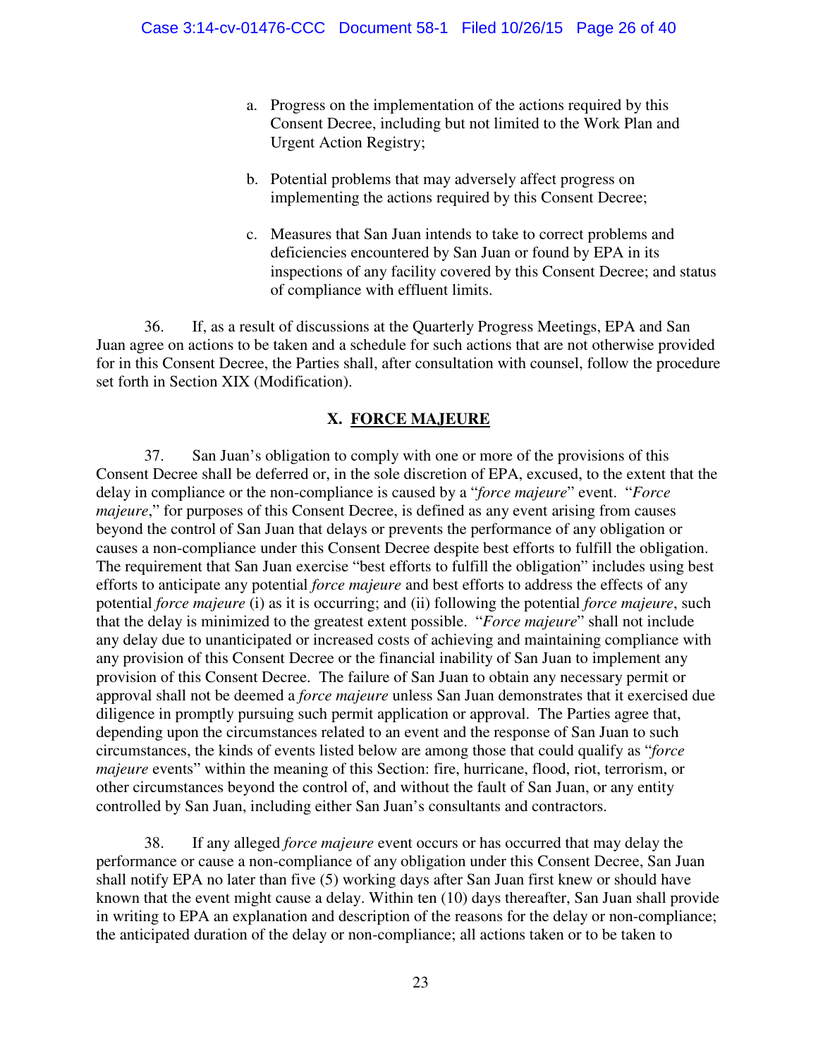a. Progress on the implementation of the actions required by this Consent Decree, including but not limited to the Work Plan and Urgent Action Registry;

b. Potential problems that may adversely affect progress on implementing the actions required by this Consent Decree;

c. Measures that San Juan intends to take to correct problems and deficiencies encountered by San Juan or found by EPA in its inspections of any facility covered by this Consent Decree; and status of compliance with effluent limits.

36. If, as a result of discussions at the Quarterly Progress Meetings, EPA and San Juan agree on actions to be taken and a schedule for such actions that are not otherwise provided for in this Consent Decree, the Parties shall, after consultation with counsel, follow the procedure set forth in Section XIX (Modification).

## X. FORCE MAJEURE

37. San Juan's obligation to comply with one or more of the provisions of this Consent Decree shall be deferred or, in the sole discretion of EPA, excused, to the extent that the delay in compliance or the non-compliance is caused by a "*force majeure*" event. "*Force majeure*," for purposes of this Consent Decree, is defined as any event arising from causes beyond the control of San Juan that delays or prevents the performance of any obligation or causes a non-compliance under this Consent Decree despite best efforts to fulfill the obligation. The requirement that San Juan exercise "best efforts to fulfill the obligation" includes using best efforts to anticipate any potential *force majeure* and best efforts to address the effects of any potential *force majeure* (i) as it is occurring; and (ii) following the potential *force majeure*, such that the delay is minimized to the greatest extent possible. "*Force majeure*" shall not include any delay due to unanticipated or increased costs of achieving and maintaining compliance with any provision of this Consent Decree or the financial inability of San Juan to implement any provision of this Consent Decree. The failure of San Juan to obtain any necessary permit or approval shall not be deemed a *force majeure* unless San Juan demonstrates that it exercised due diligence in promptly pursuing such permit application or approval. The Parties agree that, depending upon the circumstances related to an event and the response of San Juan to such circumstances, the kinds of events listed below are among those that could qualify as "*force majeure* events" within the meaning of this Section: fire, hurricane, flood, riot, terrorism, or other circumstances beyond the control of, and without the fault of San Juan, or any entity controlled by San Juan, including either San Juan's consultants and contractors.

38. If any alleged *force majeure* event occurs or has occurred that may delay the performance or cause a non-compliance of any obligation under this Consent Decree, San Juan shall notify EPA no later than five (5) working days after San Juan first knew or should have known that the event might cause a delay. Within ten (10) days thereafter, San Juan shall provide in writing to EPA an explanation and description of the reasons for the delay or non-compliance; the anticipated duration of the delay or non-compliance; all actions taken or to be taken to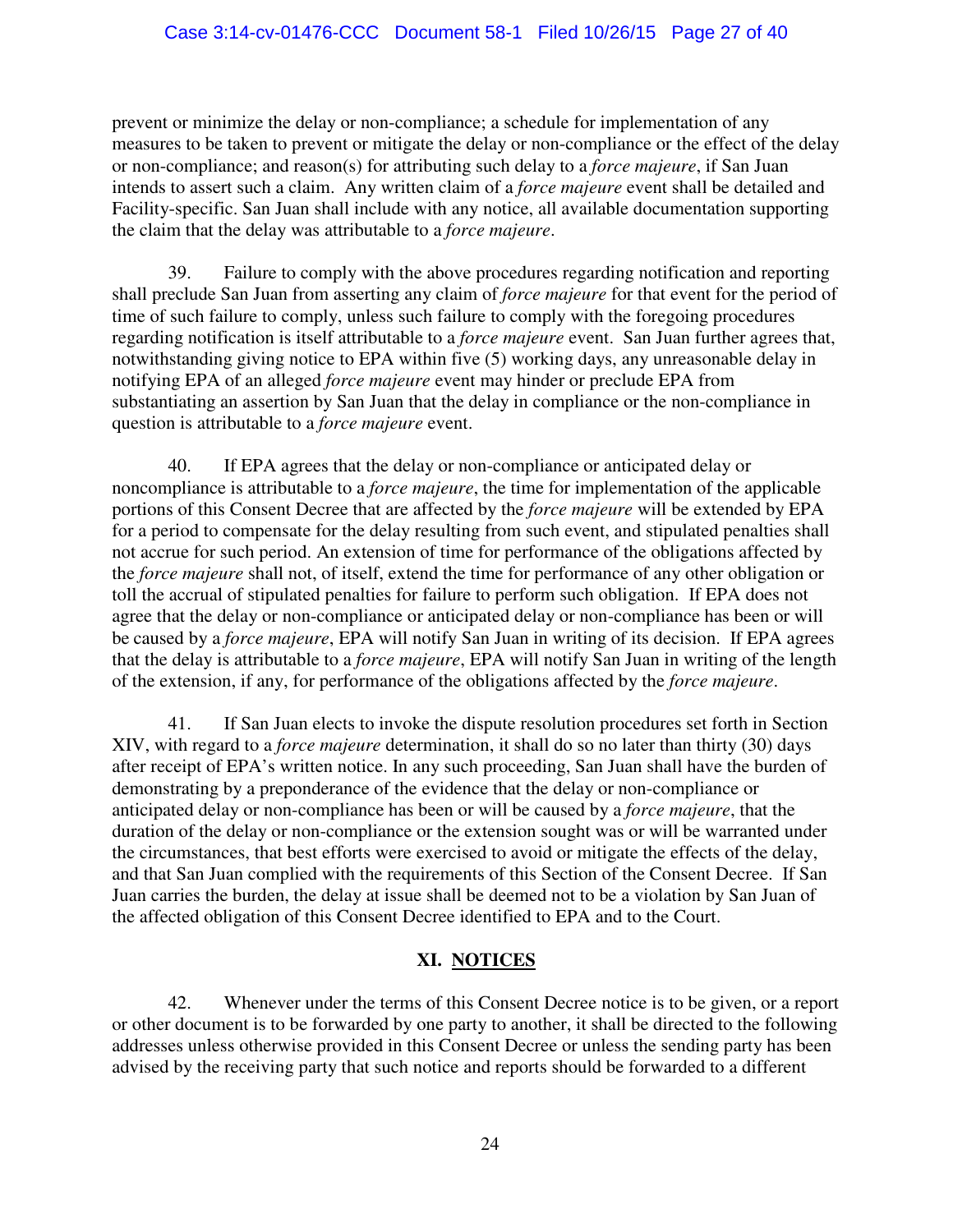prevent or minimize the delay or non-compliance; a schedule for implementation of any measures to be taken to prevent or mitigate the delay or non-compliance or the effect of the delay or non-compliance; and reason(s) for attributing such delay to a *force majeure*, if San Juan intends to assert such a claim. Any written claim of a *force majeure* event shall be detailed and Facility-specific. San Juan shall include with any notice, all available documentation supporting the claim that the delay was attributable to a *force majeure*.

39. Failure to comply with the above procedures regarding notification and reporting shall preclude San Juan from asserting any claim of *force majeure* for that event for the period of time of such failure to comply, unless such failure to comply with the foregoing procedures regarding notification is itself attributable to a *force majeure* event. San Juan further agrees that, notwithstanding giving notice to EPA within five (5) working days, any unreasonable delay in notifying EPA of an alleged *force majeure* event may hinder or preclude EPA from substantiating an assertion by San Juan that the delay in compliance or the non-compliance in question is attributable to a *force majeure* event.

40. If EPA agrees that the delay or non-compliance or anticipated delay or noncompliance is attributable to a *force majeure*, the time for implementation of the applicable portions of this Consent Decree that are affected by the *force majeure* will be extended by EPA for a period to compensate for the delay resulting from such event, and stipulated penalties shall not accrue for such period. An extension of time for performance of the obligations affected by the *force majeure* shall not, of itself, extend the time for performance of any other obligation or toll the accrual of stipulated penalties for failure to perform such obligation. If EPA does not agree that the delay or non-compliance or anticipated delay or non-compliance has been or will be caused by a *force majeure*, EPA will notify San Juan in writing of its decision. If EPA agrees that the delay is attributable to a *force majeure*, EPA will notify San Juan in writing of the length of the extension, if any, for performance of the obligations affected by the *force majeure*.

41. If San Juan elects to invoke the dispute resolution procedures set forth in Section XIV, with regard to a *force majeure* determination, it shall do so no later than thirty (30) days after receipt of EPA's written notice. In any such proceeding, San Juan shall have the burden of demonstrating by a preponderance of the evidence that the delay or non-compliance or anticipated delay or non-compliance has been or will be caused by a *force majeure*, that the duration of the delay or non-compliance or the extension sought was or will be warranted under the circumstances, that best efforts were exercised to avoid or mitigate the effects of the delay, and that San Juan complied with the requirements of this Section of the Consent Decree. If San Juan carries the burden, the delay at issue shall be deemed not to be a violation by San Juan of the affected obligation of this Consent Decree identified to EPA and to the Court.

## XI. NOTICES

42. Whenever under the terms of this Consent Decree notice is to be given, or a report or other document is to be forwarded by one party to another, it shall be directed to the following addresses unless otherwise provided in this Consent Decree or unless the sending party has been advised by the receiving party that such notice and reports should be forwarded to a different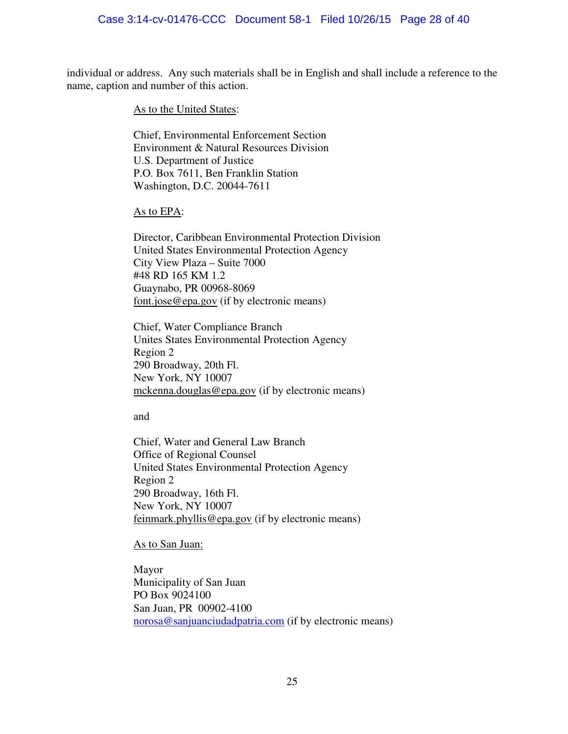individual or address. Any such materials shall be in English and shall include a reference to the name, caption and number of this action.

<u>As to the United States</u>:

Chief, Environmental Enforcement Section
Environment & Natural Resources Division
U.S. Department of Justice
P.O. Box 7611, Ben Franklin Station
Washington, D.C. 20044-7611

<u>As to EPA</u>:

Director, Caribbean Environmental Protection Division
United States Environmental Protection Agency
City View Plaza – Suite 7000
#48 RD 165 KM 1.2
Guaynabo, PR 00968-8069
font.jose@epa.gov (if by electronic means)

Chief, Water Compliance Branch
Unites States Environmental Protection Agency
Region 2
290 Broadway, 20th Fl.
New York, NY 10007
mckenna.douglas@epa.gov (if by electronic means)

and

Chief, Water and General Law Branch
Office of Regional Counsel
United States Environmental Protection Agency
Region 2
290 Broadway, 16th Fl.
New York, NY 10007
feinmark.phyllis@epa.gov (if by electronic means)

<u>As to San Juan:</u>

Mayor
Municipality of San Juan
PO Box 9024100
San Juan, PR 00902-4100
norosa@sanjuanciudadpatria.com (if by electronic means)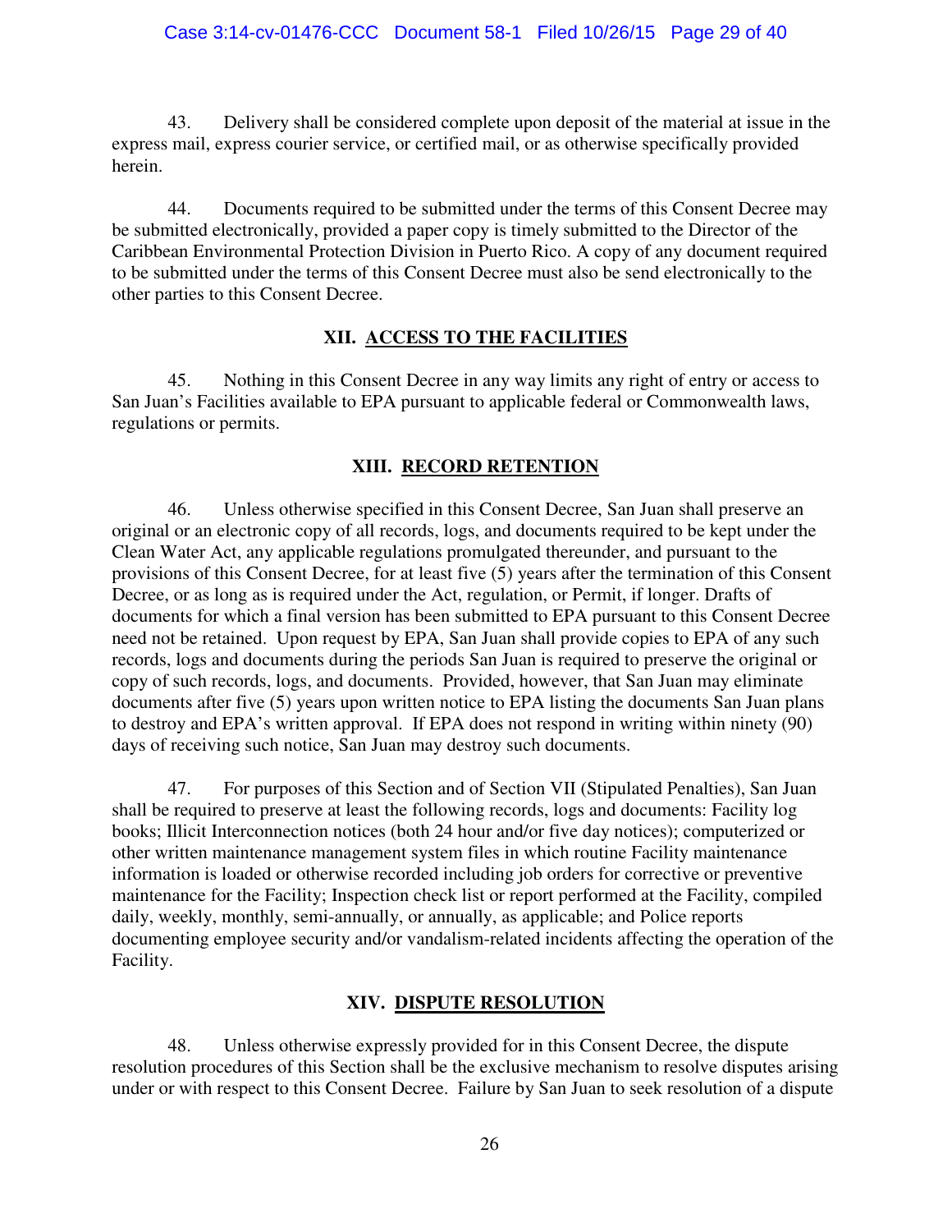43. Delivery shall be considered complete upon deposit of the material at issue in the express mail, express courier service, or certified mail, or as otherwise specifically provided herein.

44. Documents required to be submitted under the terms of this Consent Decree may be submitted electronically, provided a paper copy is timely submitted to the Director of the Caribbean Environmental Protection Division in Puerto Rico. A copy of any document required to be submitted under the terms of this Consent Decree must also be send electronically to the other parties to this Consent Decree.

## XII. ACCESS TO THE FACILITIES

45. Nothing in this Consent Decree in any way limits any right of entry or access to San Juan's Facilities available to EPA pursuant to applicable federal or Commonwealth laws, regulations or permits.

## XIII. RECORD RETENTION

46. Unless otherwise specified in this Consent Decree, San Juan shall preserve an original or an electronic copy of all records, logs, and documents required to be kept under the Clean Water Act, any applicable regulations promulgated thereunder, and pursuant to the provisions of this Consent Decree, for at least five (5) years after the termination of this Consent Decree, or as long as is required under the Act, regulation, or Permit, if longer. Drafts of documents for which a final version has been submitted to EPA pursuant to this Consent Decree need not be retained. Upon request by EPA, San Juan shall provide copies to EPA of any such records, logs and documents during the periods San Juan is required to preserve the original or copy of such records, logs, and documents. Provided, however, that San Juan may eliminate documents after five (5) years upon written notice to EPA listing the documents San Juan plans to destroy and EPA's written approval. If EPA does not respond in writing within ninety (90) days of receiving such notice, San Juan may destroy such documents.

47. For purposes of this Section and of Section VII (Stipulated Penalties), San Juan shall be required to preserve at least the following records, logs and documents: Facility log books; Illicit Interconnection notices (both 24 hour and/or five day notices); computerized or other written maintenance management system files in which routine Facility maintenance information is loaded or otherwise recorded including job orders for corrective or preventive maintenance for the Facility; Inspection check list or report performed at the Facility, compiled daily, weekly, monthly, semi-annually, or annually, as applicable; and Police reports documenting employee security and/or vandalism-related incidents affecting the operation of the Facility.

## XIV. DISPUTE RESOLUTION

48. Unless otherwise expressly provided for in this Consent Decree, the dispute resolution procedures of this Section shall be the exclusive mechanism to resolve disputes arising under or with respect to this Consent Decree. Failure by San Juan to seek resolution of a dispute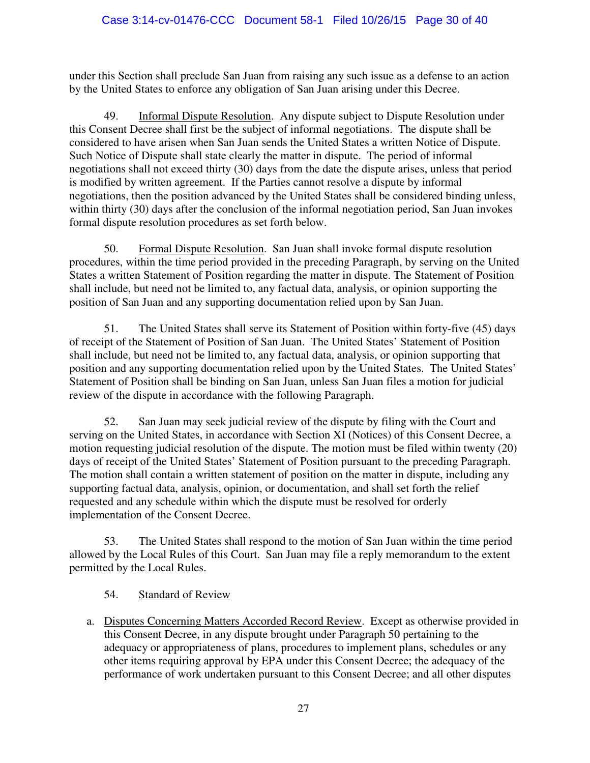under this Section shall preclude San Juan from raising any such issue as a defense to an action by the United States to enforce any obligation of San Juan arising under this Decree.

49. Informal Dispute Resolution. Any dispute subject to Dispute Resolution under this Consent Decree shall first be the subject of informal negotiations. The dispute shall be considered to have arisen when San Juan sends the United States a written Notice of Dispute. Such Notice of Dispute shall state clearly the matter in dispute. The period of informal negotiations shall not exceed thirty (30) days from the date the dispute arises, unless that period is modified by written agreement. If the Parties cannot resolve a dispute by informal negotiations, then the position advanced by the United States shall be considered binding unless, within thirty (30) days after the conclusion of the informal negotiation period, San Juan invokes formal dispute resolution procedures as set forth below.

50. Formal Dispute Resolution. San Juan shall invoke formal dispute resolution procedures, within the time period provided in the preceding Paragraph, by serving on the United States a written Statement of Position regarding the matter in dispute. The Statement of Position shall include, but need not be limited to, any factual data, analysis, or opinion supporting the position of San Juan and any supporting documentation relied upon by San Juan.

51. The United States shall serve its Statement of Position within forty-five (45) days of receipt of the Statement of Position of San Juan. The United States' Statement of Position shall include, but need not be limited to, any factual data, analysis, or opinion supporting that position and any supporting documentation relied upon by the United States. The United States' Statement of Position shall be binding on San Juan, unless San Juan files a motion for judicial review of the dispute in accordance with the following Paragraph.

52. San Juan may seek judicial review of the dispute by filing with the Court and serving on the United States, in accordance with Section XI (Notices) of this Consent Decree, a motion requesting judicial resolution of the dispute. The motion must be filed within twenty (20) days of receipt of the United States' Statement of Position pursuant to the preceding Paragraph. The motion shall contain a written statement of position on the matter in dispute, including any supporting factual data, analysis, opinion, or documentation, and shall set forth the relief requested and any schedule within which the dispute must be resolved for orderly implementation of the Consent Decree.

53. The United States shall respond to the motion of San Juan within the time period allowed by the Local Rules of this Court. San Juan may file a reply memorandum to the extent permitted by the Local Rules.

54. Standard of Review

a. Disputes Concerning Matters Accorded Record Review. Except as otherwise provided in this Consent Decree, in any dispute brought under Paragraph 50 pertaining to the adequacy or appropriateness of plans, procedures to implement plans, schedules or any other items requiring approval by EPA under this Consent Decree; the adequacy of the performance of work undertaken pursuant to this Consent Decree; and all other disputes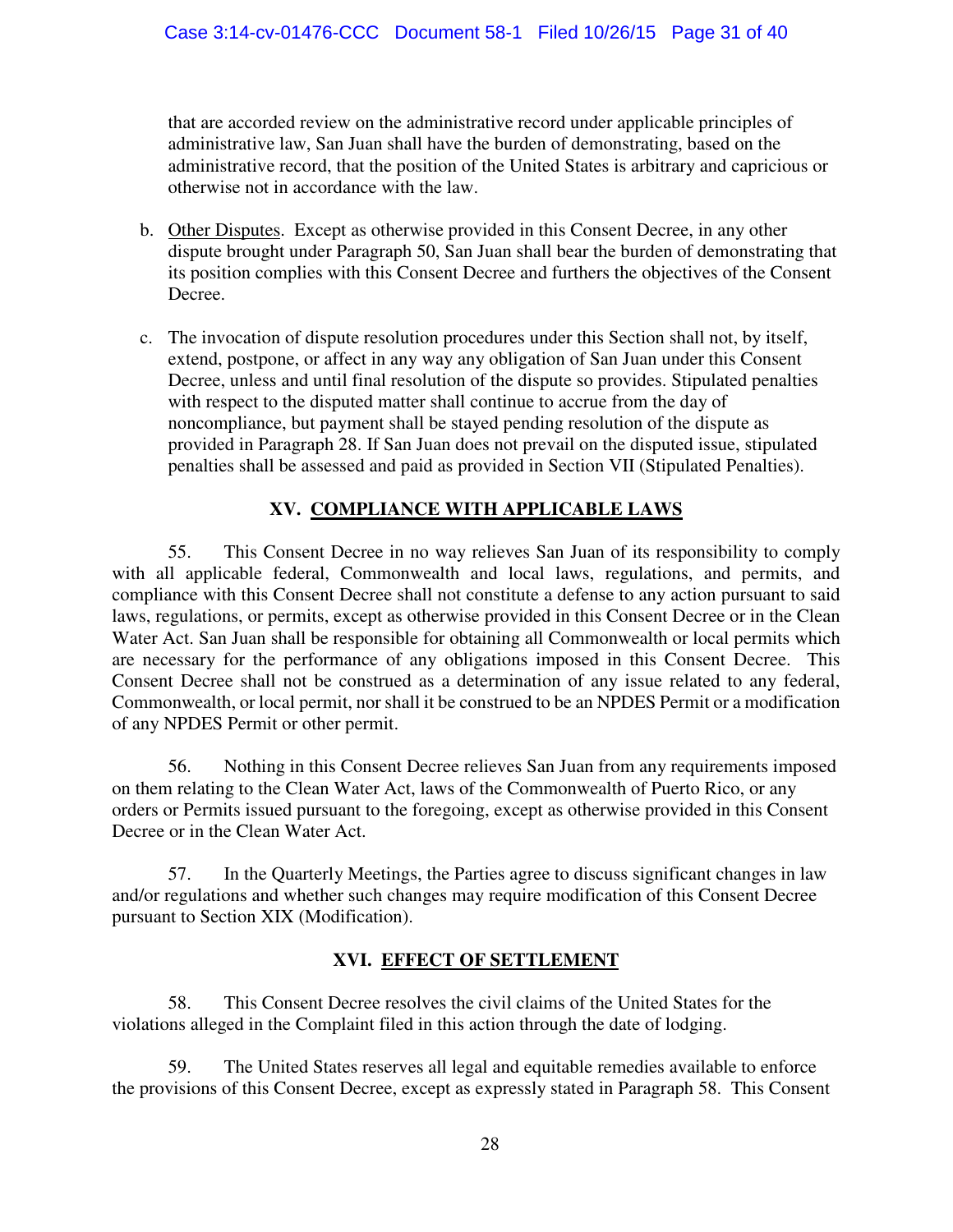that are accorded review on the administrative record under applicable principles of administrative law, San Juan shall have the burden of demonstrating, based on the administrative record, that the position of the United States is arbitrary and capricious or otherwise not in accordance with the law.

b. Other Disputes. Except as otherwise provided in this Consent Decree, in any other dispute brought under Paragraph 50, San Juan shall bear the burden of demonstrating that its position complies with this Consent Decree and furthers the objectives of the Consent Decree.

c. The invocation of dispute resolution procedures under this Section shall not, by itself, extend, postpone, or affect in any way any obligation of San Juan under this Consent Decree, unless and until final resolution of the dispute so provides. Stipulated penalties with respect to the disputed matter shall continue to accrue from the day of noncompliance, but payment shall be stayed pending resolution of the dispute as provided in Paragraph 28. If San Juan does not prevail on the disputed issue, stipulated penalties shall be assessed and paid as provided in Section VII (Stipulated Penalties).

## XV. COMPLIANCE WITH APPLICABLE LAWS

55. This Consent Decree in no way relieves San Juan of its responsibility to comply with all applicable federal, Commonwealth and local laws, regulations, and permits, and compliance with this Consent Decree shall not constitute a defense to any action pursuant to said laws, regulations, or permits, except as otherwise provided in this Consent Decree or in the Clean Water Act. San Juan shall be responsible for obtaining all Commonwealth or local permits which are necessary for the performance of any obligations imposed in this Consent Decree. This Consent Decree shall not be construed as a determination of any issue related to any federal, Commonwealth, or local permit, nor shall it be construed to be an NPDES Permit or a modification of any NPDES Permit or other permit.

56. Nothing in this Consent Decree relieves San Juan from any requirements imposed on them relating to the Clean Water Act, laws of the Commonwealth of Puerto Rico, or any orders or Permits issued pursuant to the foregoing, except as otherwise provided in this Consent Decree or in the Clean Water Act.

57. In the Quarterly Meetings, the Parties agree to discuss significant changes in law and/or regulations and whether such changes may require modification of this Consent Decree pursuant to Section XIX (Modification).

## XVI. EFFECT OF SETTLEMENT

58. This Consent Decree resolves the civil claims of the United States for the violations alleged in the Complaint filed in this action through the date of lodging.

59. The United States reserves all legal and equitable remedies available to enforce the provisions of this Consent Decree, except as expressly stated in Paragraph 58. This Consent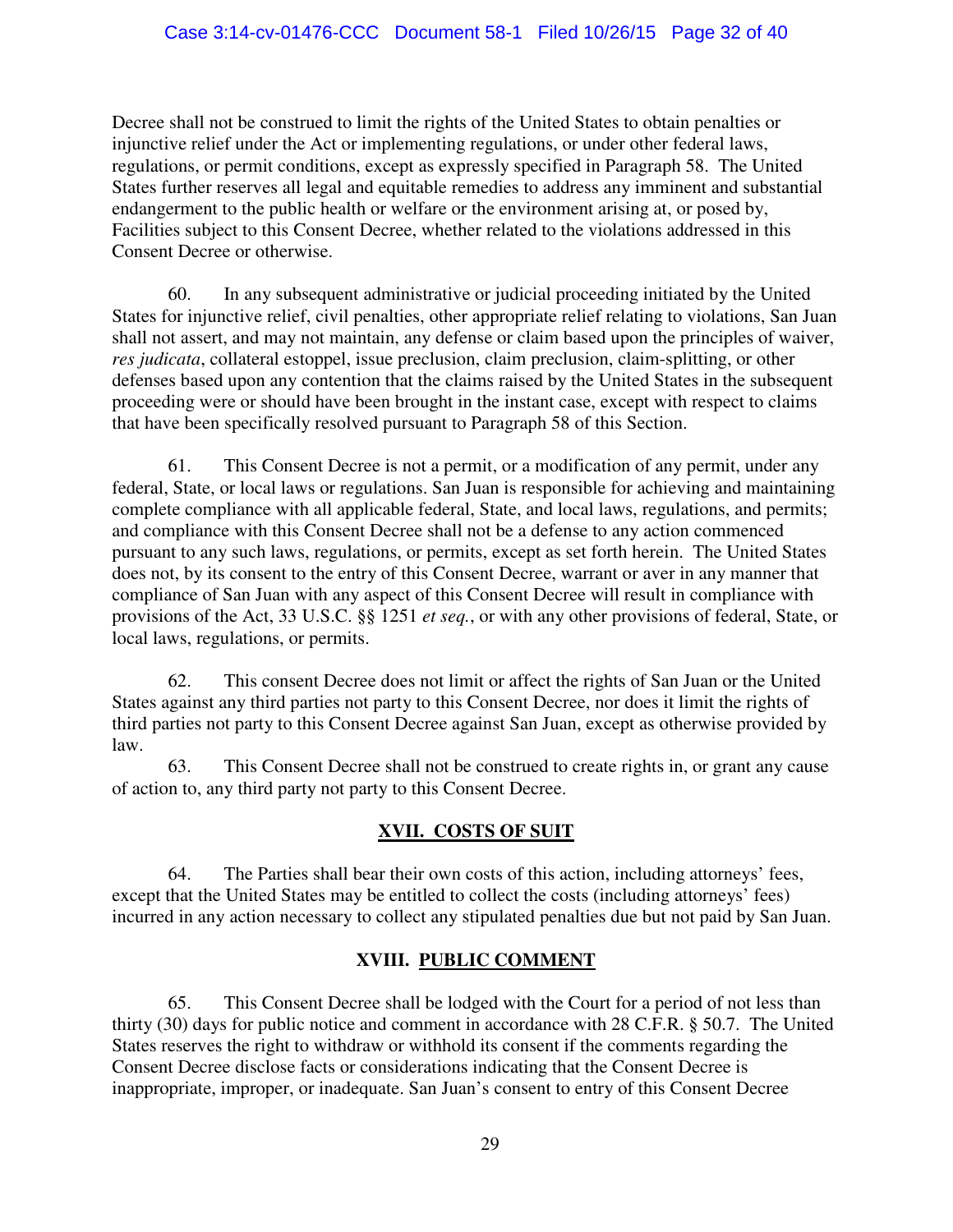Decree shall not be construed to limit the rights of the United States to obtain penalties or injunctive relief under the Act or implementing regulations, or under other federal laws, regulations, or permit conditions, except as expressly specified in Paragraph 58. The United States further reserves all legal and equitable remedies to address any imminent and substantial endangerment to the public health or welfare or the environment arising at, or posed by, Facilities subject to this Consent Decree, whether related to the violations addressed in this Consent Decree or otherwise.

60. In any subsequent administrative or judicial proceeding initiated by the United States for injunctive relief, civil penalties, other appropriate relief relating to violations, San Juan shall not assert, and may not maintain, any defense or claim based upon the principles of waiver, *res judicata*, collateral estoppel, issue preclusion, claim preclusion, claim-splitting, or other defenses based upon any contention that the claims raised by the United States in the subsequent proceeding were or should have been brought in the instant case, except with respect to claims that have been specifically resolved pursuant to Paragraph 58 of this Section.

61. This Consent Decree is not a permit, or a modification of any permit, under any federal, State, or local laws or regulations. San Juan is responsible for achieving and maintaining complete compliance with all applicable federal, State, and local laws, regulations, and permits; and compliance with this Consent Decree shall not be a defense to any action commenced pursuant to any such laws, regulations, or permits, except as set forth herein. The United States does not, by its consent to the entry of this Consent Decree, warrant or aver in any manner that compliance of San Juan with any aspect of this Consent Decree will result in compliance with provisions of the Act, 33 U.S.C. §§ 1251 *et seq.*, or with any other provisions of federal, State, or local laws, regulations, or permits.

62. This consent Decree does not limit or affect the rights of San Juan or the United States against any third parties not party to this Consent Decree, nor does it limit the rights of third parties not party to this Consent Decree against San Juan, except as otherwise provided by law.

63. This Consent Decree shall not be construed to create rights in, or grant any cause of action to, any third party not party to this Consent Decree.

## XVII. COSTS OF SUIT

64. The Parties shall bear their own costs of this action, including attorneys' fees, except that the United States may be entitled to collect the costs (including attorneys' fees) incurred in any action necessary to collect any stipulated penalties due but not paid by San Juan.

## XVIII. PUBLIC COMMENT

65. This Consent Decree shall be lodged with the Court for a period of not less than thirty (30) days for public notice and comment in accordance with 28 C.F.R. § 50.7. The United States reserves the right to withdraw or withhold its consent if the comments regarding the Consent Decree disclose facts or considerations indicating that the Consent Decree is inappropriate, improper, or inadequate. San Juan's consent to entry of this Consent Decree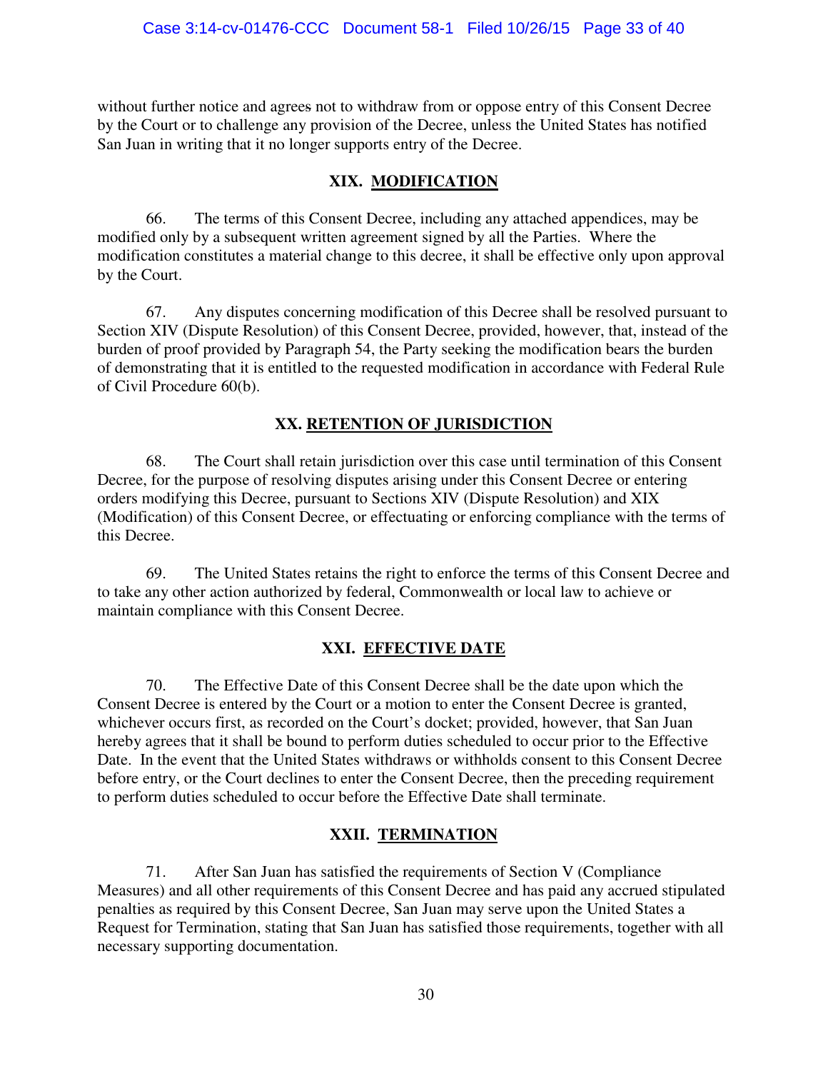without further notice and agrees not to withdraw from or oppose entry of this Consent Decree by the Court or to challenge any provision of the Decree, unless the United States has notified San Juan in writing that it no longer supports entry of the Decree.

## XIX. MODIFICATION

66. The terms of this Consent Decree, including any attached appendices, may be modified only by a subsequent written agreement signed by all the Parties. Where the modification constitutes a material change to this decree, it shall be effective only upon approval by the Court.

67. Any disputes concerning modification of this Decree shall be resolved pursuant to Section XIV (Dispute Resolution) of this Consent Decree, provided, however, that, instead of the burden of proof provided by Paragraph 54, the Party seeking the modification bears the burden of demonstrating that it is entitled to the requested modification in accordance with Federal Rule of Civil Procedure 60(b).

## XX. RETENTION OF JURISDICTION

68. The Court shall retain jurisdiction over this case until termination of this Consent Decree, for the purpose of resolving disputes arising under this Consent Decree or entering orders modifying this Decree, pursuant to Sections XIV (Dispute Resolution) and XIX (Modification) of this Consent Decree, or effectuating or enforcing compliance with the terms of this Decree.

69. The United States retains the right to enforce the terms of this Consent Decree and to take any other action authorized by federal, Commonwealth or local law to achieve or maintain compliance with this Consent Decree.

## XXI. EFFECTIVE DATE

70. The Effective Date of this Consent Decree shall be the date upon which the Consent Decree is entered by the Court or a motion to enter the Consent Decree is granted, whichever occurs first, as recorded on the Court's docket; provided, however, that San Juan hereby agrees that it shall be bound to perform duties scheduled to occur prior to the Effective Date. In the event that the United States withdraws or withholds consent to this Consent Decree before entry, or the Court declines to enter the Consent Decree, then the preceding requirement to perform duties scheduled to occur before the Effective Date shall terminate.

## XXII. TERMINATION

71. After San Juan has satisfied the requirements of Section V (Compliance Measures) and all other requirements of this Consent Decree and has paid any accrued stipulated penalties as required by this Consent Decree, San Juan may serve upon the United States a Request for Termination, stating that San Juan has satisfied those requirements, together with all necessary supporting documentation.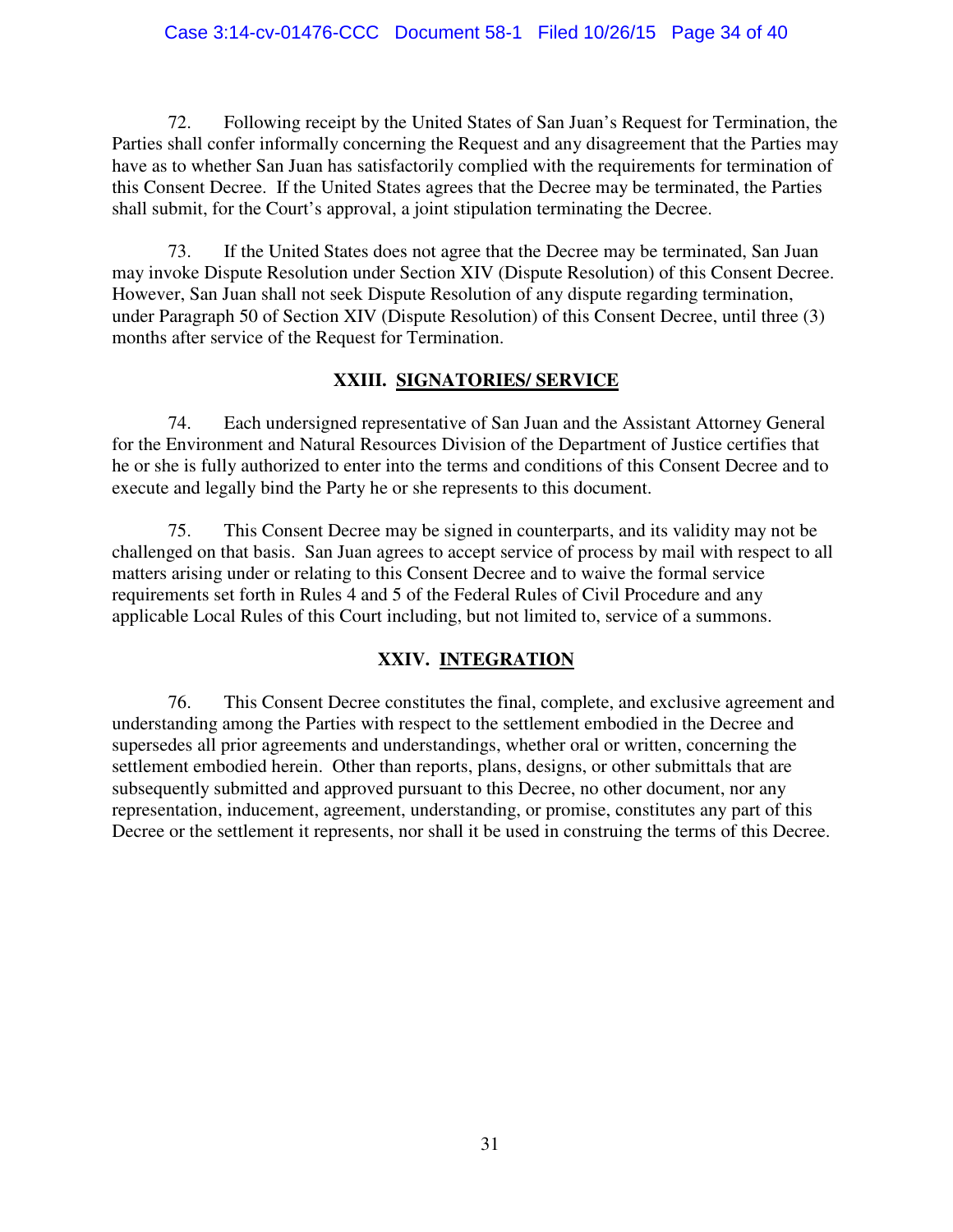72. Following receipt by the United States of San Juan's Request for Termination, the Parties shall confer informally concerning the Request and any disagreement that the Parties may have as to whether San Juan has satisfactorily complied with the requirements for termination of this Consent Decree. If the United States agrees that the Decree may be terminated, the Parties shall submit, for the Court's approval, a joint stipulation terminating the Decree.

73. If the United States does not agree that the Decree may be terminated, San Juan may invoke Dispute Resolution under Section XIV (Dispute Resolution) of this Consent Decree. However, San Juan shall not seek Dispute Resolution of any dispute regarding termination, under Paragraph 50 of Section XIV (Dispute Resolution) of this Consent Decree, until three (3) months after service of the Request for Termination.

## XXIII. SIGNATORIES/ SERVICE

74. Each undersigned representative of San Juan and the Assistant Attorney General for the Environment and Natural Resources Division of the Department of Justice certifies that he or she is fully authorized to enter into the terms and conditions of this Consent Decree and to execute and legally bind the Party he or she represents to this document.

75. This Consent Decree may be signed in counterparts, and its validity may not be challenged on that basis. San Juan agrees to accept service of process by mail with respect to all matters arising under or relating to this Consent Decree and to waive the formal service requirements set forth in Rules 4 and 5 of the Federal Rules of Civil Procedure and any applicable Local Rules of this Court including, but not limited to, service of a summons.

## XXIV. INTEGRATION

76. This Consent Decree constitutes the final, complete, and exclusive agreement and understanding among the Parties with respect to the settlement embodied in the Decree and supersedes all prior agreements and understandings, whether oral or written, concerning the settlement embodied herein. Other than reports, plans, designs, or other submittals that are subsequently submitted and approved pursuant to this Decree, no other document, nor any representation, inducement, agreement, understanding, or promise, constitutes any part of this Decree or the settlement it represents, nor shall it be used in construing the terms of this Decree.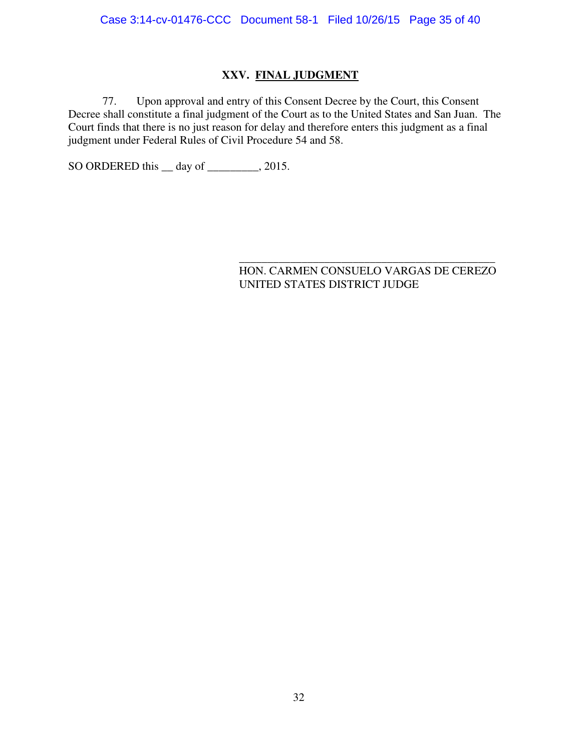## XXV. FINAL JUDGMENT

77. Upon approval and entry of this Consent Decree by the Court, this Consent Decree shall constitute a final judgment of the Court as to the United States and San Juan. The Court finds that there is no just reason for delay and therefore enters this judgment as a final judgment under Federal Rules of Civil Procedure 54 and 58.

SO ORDERED this __ day of _________, 2015.

_____________________________________________
HON. CARMEN CONSUELO VARGAS DE CEREZO
UNITED STATES DISTRICT JUDGE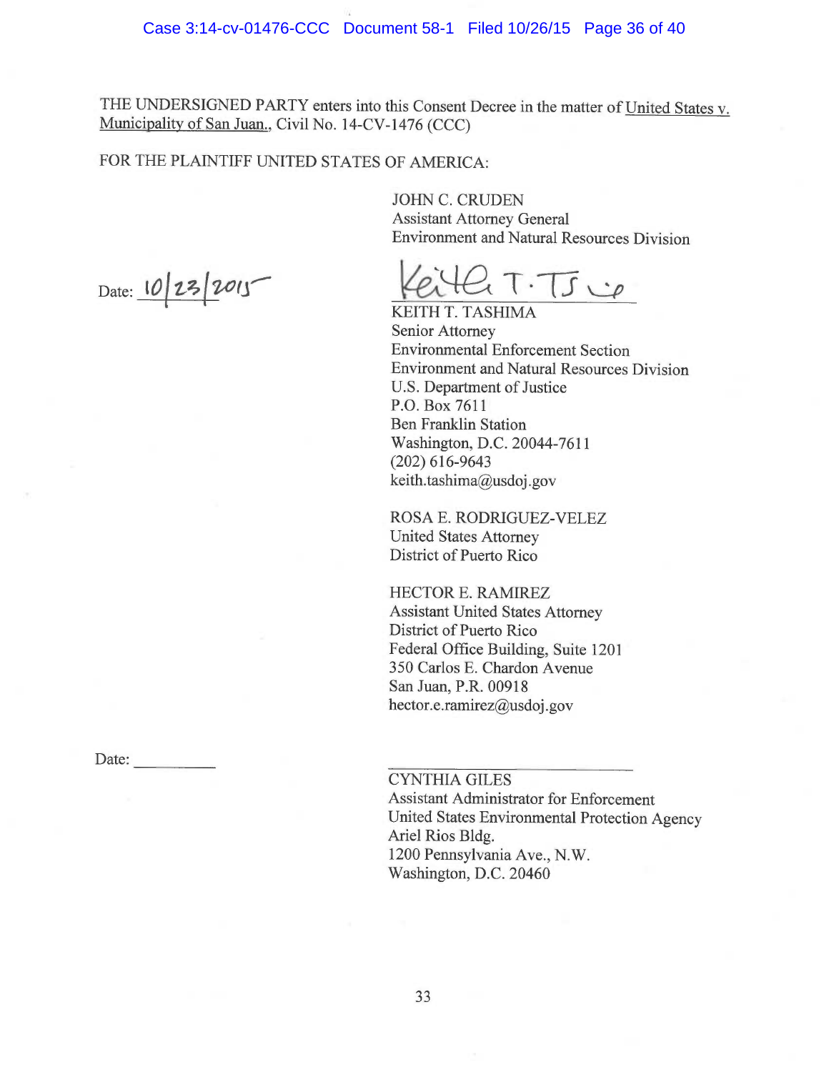THE UNDERSIGNED PARTY enters into this Consent Decree in the matter of United States v. Municipality of San Juan., Civil No. 14-CV-1476 (CCC)

FOR THE PLAINTIFF UNITED STATES OF AMERICA:

JOHN C. CRUDEN
Assistant Attorney General
Environment and Natural Resources Division

Date: 10/23/2015

Keith T. Tashima

KEITH T. TASHIMA
Senior Attorney
Environmental Enforcement Section
Environment and Natural Resources Division
U.S. Department of Justice
P.O. Box 7611
Ben Franklin Station
Washington, D.C. 20044-7611
(202) 616-9643
keith.tashima@usdoj.gov

ROSA E. RODRIGUEZ-VELEZ
United States Attorney
District of Puerto Rico

HECTOR E. RAMIREZ
Assistant United States Attorney
District of Puerto Rico
Federal Office Building, Suite 1201
350 Carlos E. Chardon Avenue
San Juan, P.R. 00918
hector.e.ramirez@usdoj.gov

Date: __________

______________________________
CYNTHIA GILES
Assistant Administrator for Enforcement
United States Environmental Protection Agency
Ariel Rios Bldg.
1200 Pennsylvania Ave., N.W.
Washington, D.C. 20460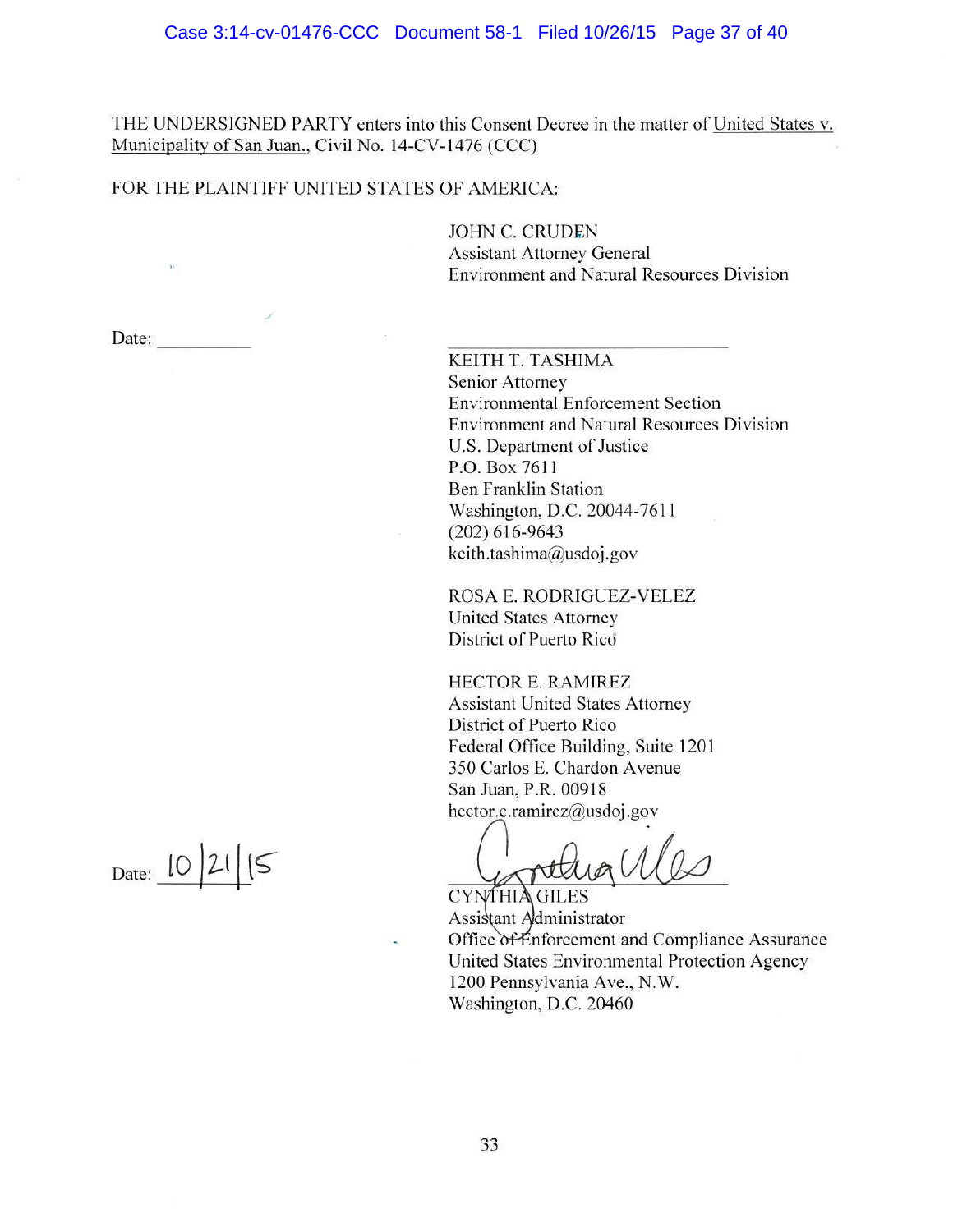THE UNDERSIGNED PARTY enters into this Consent Decree in the matter of United States v. Municipality of San Juan., Civil No. 14-CV-1476 (CCC)

FOR THE PLAINTIFF UNITED STATES OF AMERICA:

JOHN C. CRUDEN
Assistant Attorney General
Environment and Natural Resources Division

Date: __________

______________________________
KEITH T. TASHIMA
Senior Attorney
Environmental Enforcement Section
Environment and Natural Resources Division
U.S. Department of Justice
P.O. Box 7611
Ben Franklin Station
Washington, D.C. 20044-7611
(202) 616-9643
keith.tashima@usdoj.gov

ROSA E. RODRIGUEZ-VELEZ
United States Attorney
District of Puerto Rico

HECTOR E. RAMIREZ
Assistant United States Attorney
District of Puerto Rico
Federal Office Building, Suite 1201
350 Carlos E. Chardon Avenue
San Juan, P.R. 00918
hector.e.ramirez@usdoj.gov

Date: 10/21/15

______________________________
CYNTHIA GILES
Assistant Administrator
Office of Enforcement and Compliance Assurance
United States Environmental Protection Agency
1200 Pennsylvania Ave., N.W.
Washington, D.C. 20460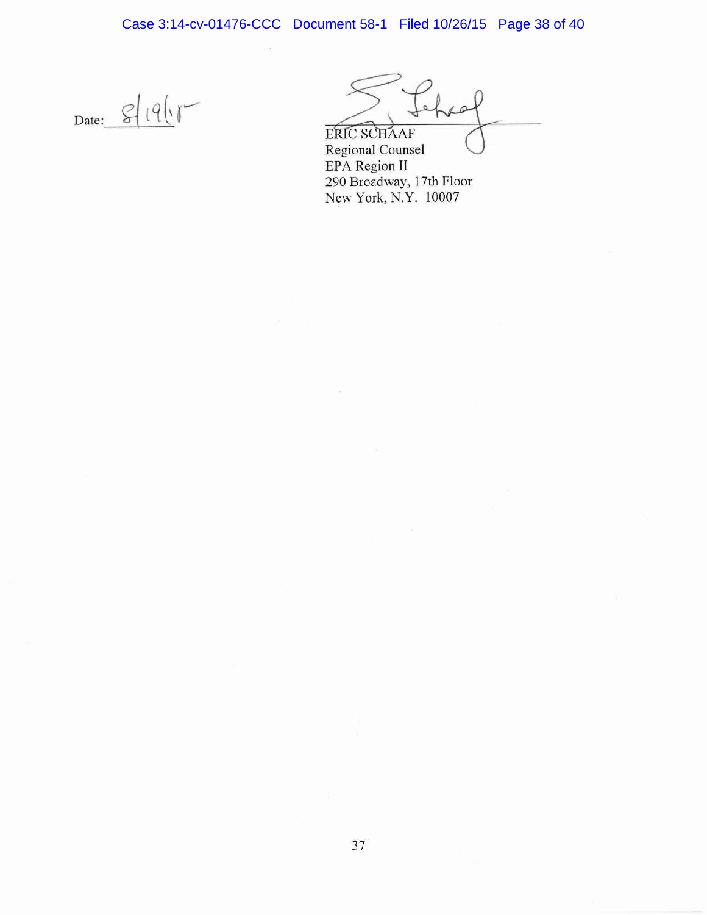Date: 8/19/15

ERIC SCHAAF
Regional Counsel
EPA Region II
290 Broadway, 17th Floor
New York, N.Y. 10007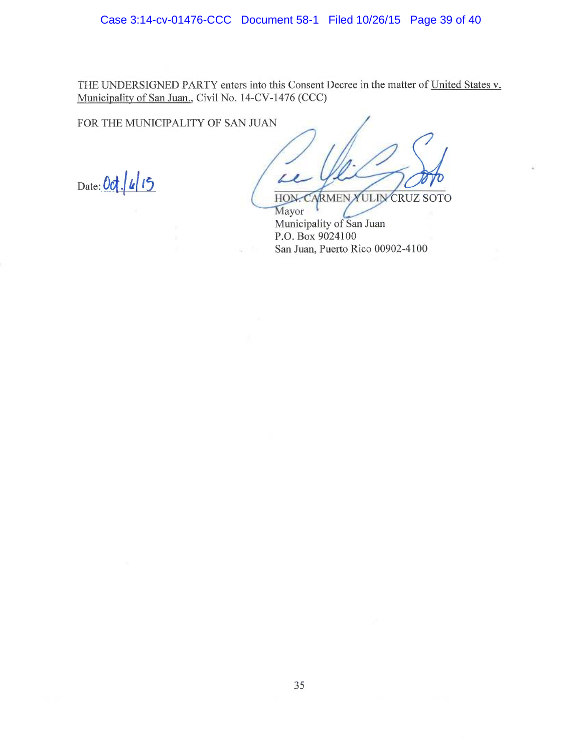THE UNDERSIGNED PARTY enters into this Consent Decree in the matter of United States v. Municipality of San Juan., Civil No. 14-CV-1476 (CCC)

FOR THE MUNICIPALITY OF SAN JUAN

Date: Oct. 6/15

HON. CARMEN YULIN CRUZ SOTO
Mayor
Municipality of San Juan
P.O. Box 9024100
San Juan, Puerto Rico 00902-4100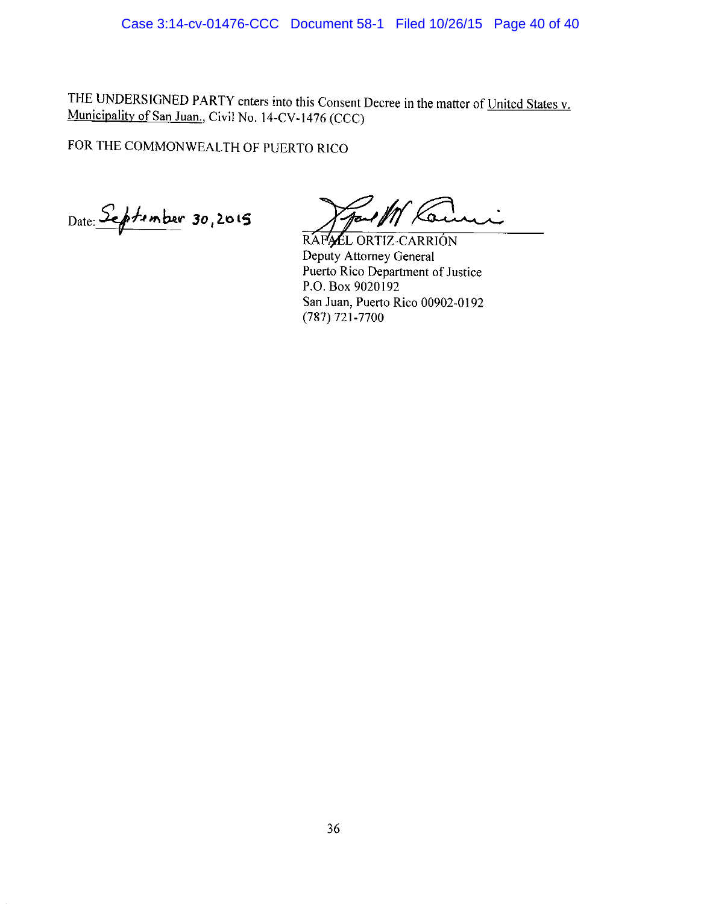THE UNDERSIGNED PARTY enters into this Consent Decree in the matter of United States v. Municipality of San Juan., Civil No. 14-CV-1476 (CCC)

FOR THE COMMONWEALTH OF PUERTO RICO

Date: September 30, 2015

RAFAEL ORTIZ-CARRIÓN
Deputy Attorney General
Puerto Rico Department of Justice
P.O. Box 9020192
San Juan, Puerto Rico 00902-0192
(787) 721-7700